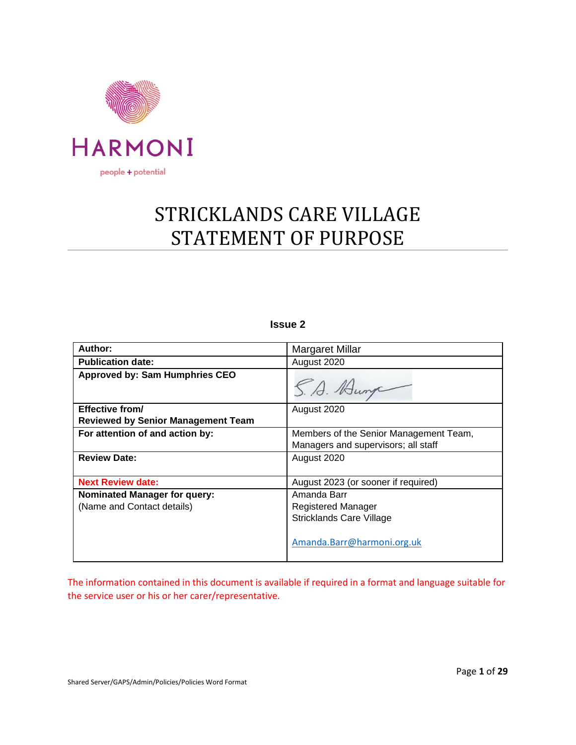HARMONI

people + potential

# STRICKLANDS CARE VILLAGE STATEMENT OF PURPOSE

**Issue 2**

| **Author:** | Margaret Millar |
|---|---|
| **Publication date:** | August 2020 |
| **Approved by: Sam Humphries CEO** | S. A. Humphries |
| **Effective from/ Reviewed by Senior Management Team** | August 2020 |
| **For attention of and action by:** | Members of the Senior Management Team, Managers and supervisors; all staff |
| **Review Date:** | August 2020 |
| **Next Review date:** | August 2023 (or sooner if required) |
| **Nominated Manager for query:** (Name and Contact details) | Amanda Barr<br>Registered Manager<br>Stricklands Care Village<br><br>Amanda.Barr@harmoni.org.uk |

The information contained in this document is available if required in a format and language suitable for the service user or his or her carer/representative.

Shared Server/GAPS/Admin/Policies/Policies Word Format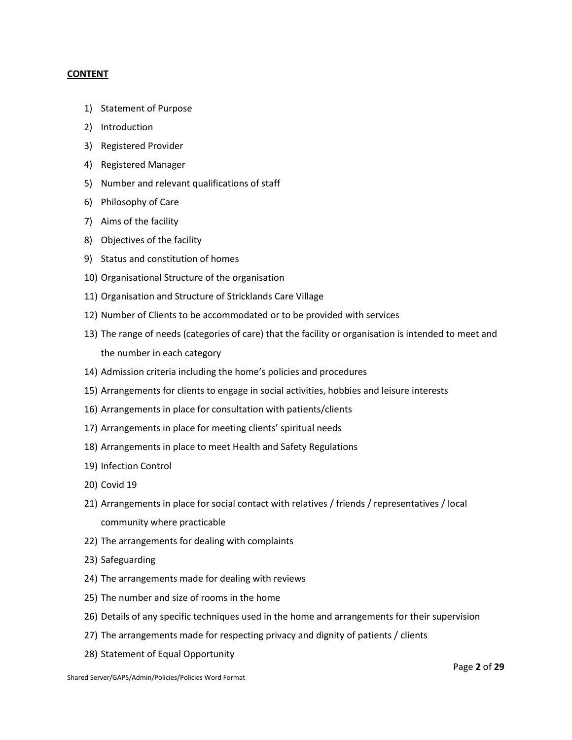**CONTENT**

1) Statement of Purpose
2) Introduction
3) Registered Provider
4) Registered Manager
5) Number and relevant qualifications of staff
6) Philosophy of Care
7) Aims of the facility
8) Objectives of the facility
9) Status and constitution of homes
10) Organisational Structure of the organisation
11) Organisation and Structure of Stricklands Care Village
12) Number of Clients to be accommodated or to be provided with services
13) The range of needs (categories of care) that the facility or organisation is intended to meet and the number in each category
14) Admission criteria including the home's policies and procedures
15) Arrangements for clients to engage in social activities, hobbies and leisure interests
16) Arrangements in place for consultation with patients/clients
17) Arrangements in place for meeting clients' spiritual needs
18) Arrangements in place to meet Health and Safety Regulations
19) Infection Control
20) Covid 19
21) Arrangements in place for social contact with relatives / friends / representatives / local community where practicable
22) The arrangements for dealing with complaints
23) Safeguarding
24) The arrangements made for dealing with reviews
25) The number and size of rooms in the home
26) Details of any specific techniques used in the home and arrangements for their supervision
27) The arrangements made for respecting privacy and dignity of patients / clients
28) Statement of Equal Opportunity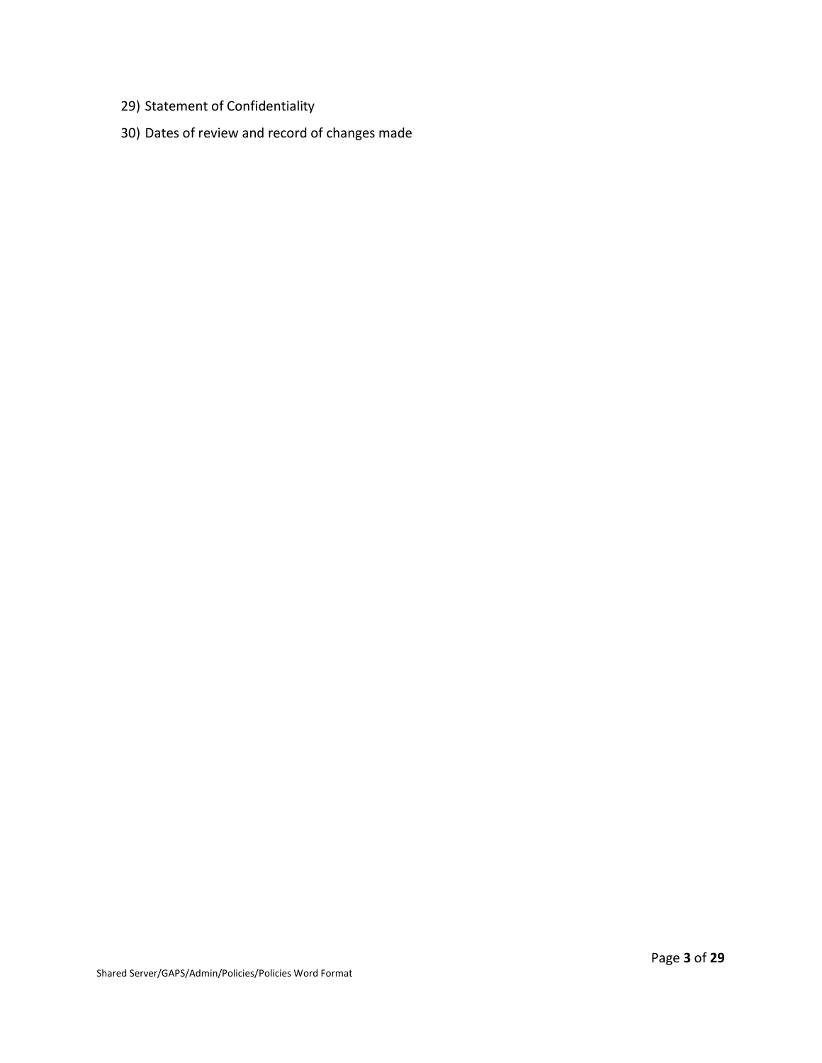29) Statement of Confidentiality

30) Dates of review and record of changes made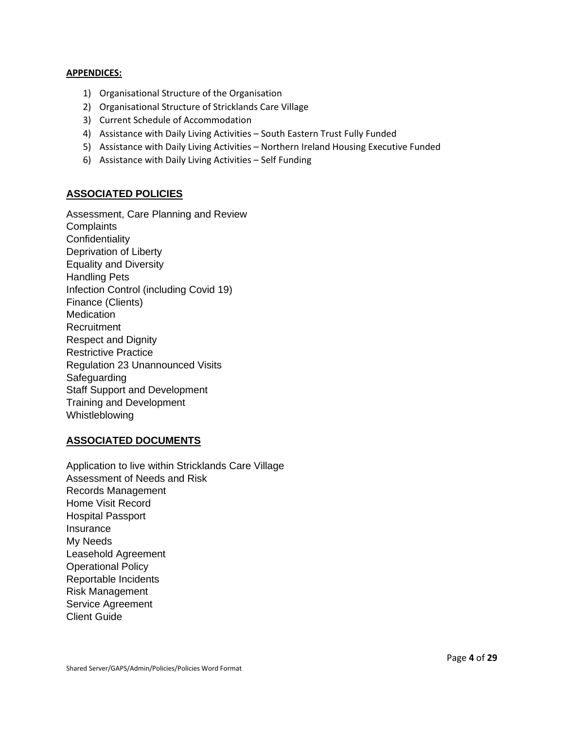**APPENDICES:**

1) Organisational Structure of the Organisation
2) Organisational Structure of Stricklands Care Village
3) Current Schedule of Accommodation
4) Assistance with Daily Living Activities – South Eastern Trust Fully Funded
5) Assistance with Daily Living Activities – Northern Ireland Housing Executive Funded
6) Assistance with Daily Living Activities – Self Funding

## ASSOCIATED POLICIES

Assessment, Care Planning and Review
Complaints
Confidentiality
Deprivation of Liberty
Equality and Diversity
Handling Pets
Infection Control (including Covid 19)
Finance (Clients)
Medication
Recruitment
Respect and Dignity
Restrictive Practice
Regulation 23 Unannounced Visits
Safeguarding
Staff Support and Development
Training and Development
Whistleblowing

## ASSOCIATED DOCUMENTS

Application to live within Stricklands Care Village
Assessment of Needs and Risk
Records Management
Home Visit Record
Hospital Passport
Insurance
My Needs
Leasehold Agreement
Operational Policy
Reportable Incidents
Risk Management
Service Agreement
Client Guide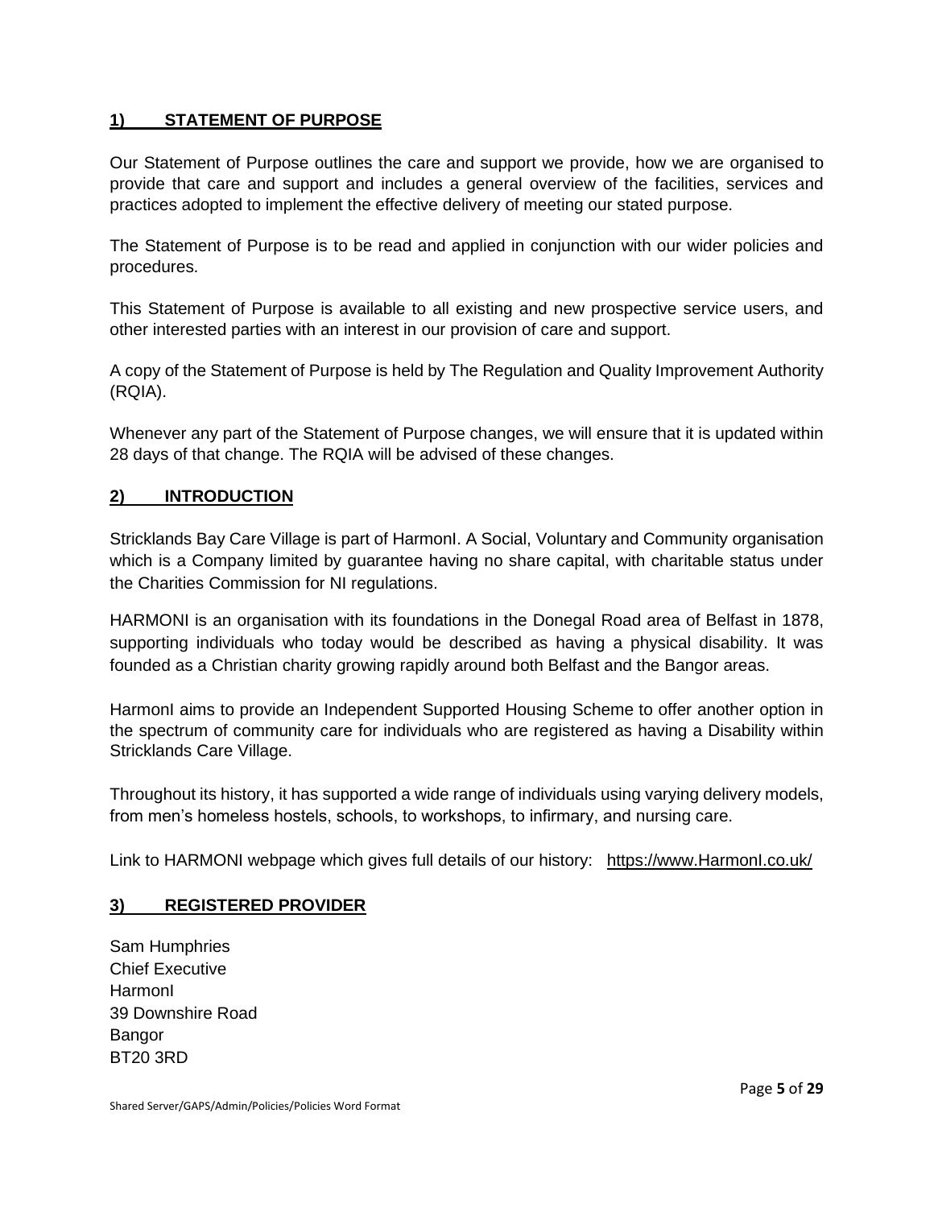## 1) STATEMENT OF PURPOSE

Our Statement of Purpose outlines the care and support we provide, how we are organised to provide that care and support and includes a general overview of the facilities, services and practices adopted to implement the effective delivery of meeting our stated purpose.

The Statement of Purpose is to be read and applied in conjunction with our wider policies and procedures.

This Statement of Purpose is available to all existing and new prospective service users, and other interested parties with an interest in our provision of care and support.

A copy of the Statement of Purpose is held by The Regulation and Quality Improvement Authority (RQIA).

Whenever any part of the Statement of Purpose changes, we will ensure that it is updated within 28 days of that change. The RQIA will be advised of these changes.

## 2) INTRODUCTION

Stricklands Bay Care Village is part of HarmonI. A Social, Voluntary and Community organisation which is a Company limited by guarantee having no share capital, with charitable status under the Charities Commission for NI regulations.

HARMONI is an organisation with its foundations in the Donegal Road area of Belfast in 1878, supporting individuals who today would be described as having a physical disability. It was founded as a Christian charity growing rapidly around both Belfast and the Bangor areas.

HarmonI aims to provide an Independent Supported Housing Scheme to offer another option in the spectrum of community care for individuals who are registered as having a Disability within Stricklands Care Village.

Throughout its history, it has supported a wide range of individuals using varying delivery models, from men's homeless hostels, schools, to workshops, to infirmary, and nursing care.

Link to HARMONI webpage which gives full details of our history: https://www.HarmonI.co.uk/

## 3) REGISTERED PROVIDER

Sam Humphries
Chief Executive
HarmonI
39 Downshire Road
Bangor
BT20 3RD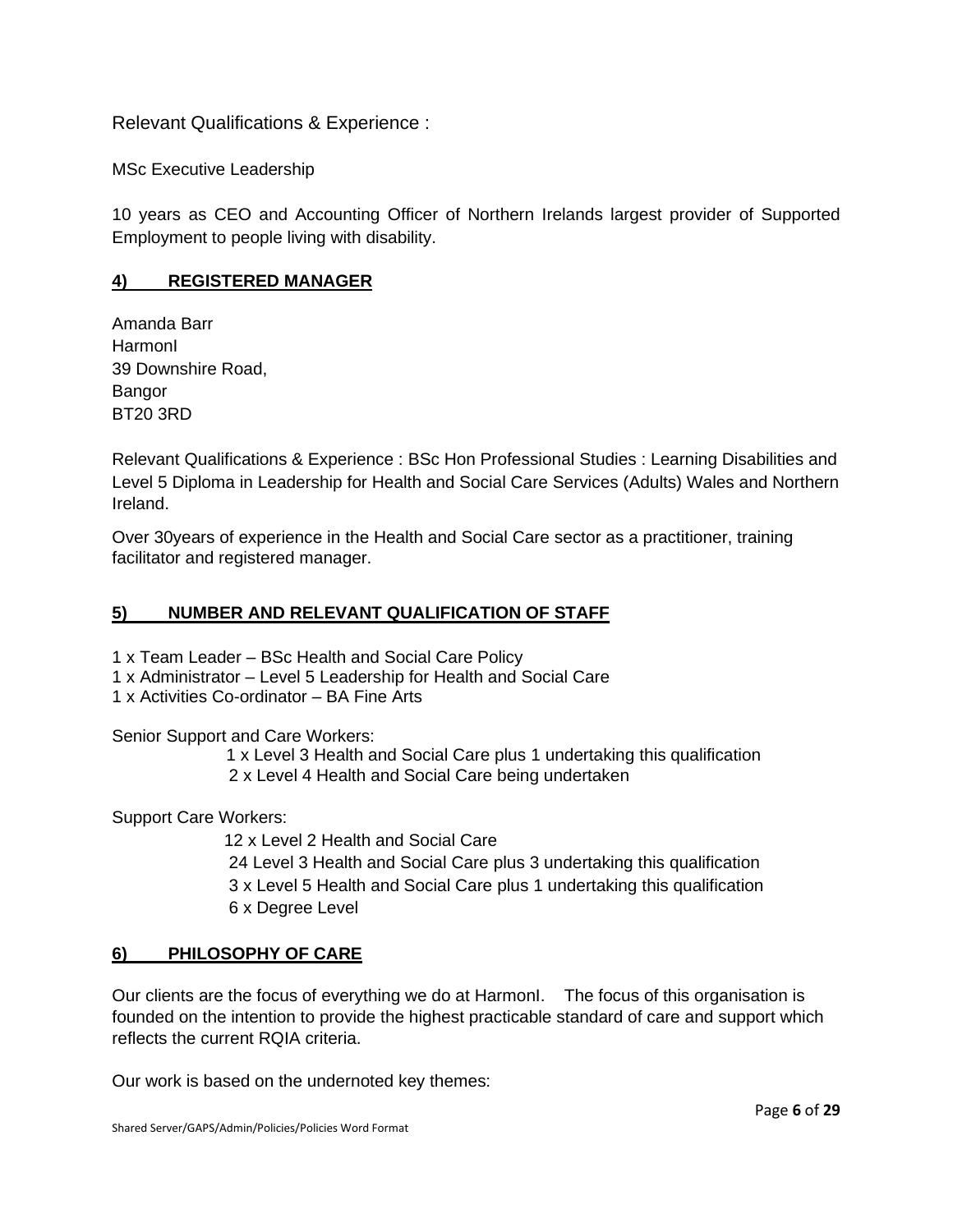Relevant Qualifications & Experience :

MSc Executive Leadership

10 years as CEO and Accounting Officer of Northern Irelands largest provider of Supported Employment to people living with disability.

## 4) REGISTERED MANAGER

Amanda Barr
HarmonI
39 Downshire Road,
Bangor
BT20 3RD

Relevant Qualifications & Experience : BSc Hon Professional Studies : Learning Disabilities and Level 5 Diploma in Leadership for Health and Social Care Services (Adults) Wales and Northern Ireland.

Over 30years of experience in the Health and Social Care sector as a practitioner, training facilitator and registered manager.

## 5) NUMBER AND RELEVANT QUALIFICATION OF STAFF

1 x Team Leader – BSc Health and Social Care Policy
1 x Administrator – Level 5 Leadership for Health and Social Care
1 x Activities Co-ordinator – BA Fine Arts

Senior Support and Care Workers:

- 1 x Level 3 Health and Social Care plus 1 undertaking this qualification
- 2 x Level 4 Health and Social Care being undertaken

Support Care Workers:

- 12 x Level 2 Health and Social Care
- 24 Level 3 Health and Social Care plus 3 undertaking this qualification
- 3 x Level 5 Health and Social Care plus 1 undertaking this qualification
- 6 x Degree Level

## 6) PHILOSOPHY OF CARE

Our clients are the focus of everything we do at HarmonI. The focus of this organisation is founded on the intention to provide the highest practicable standard of care and support which reflects the current RQIA criteria.

Our work is based on the undernoted key themes: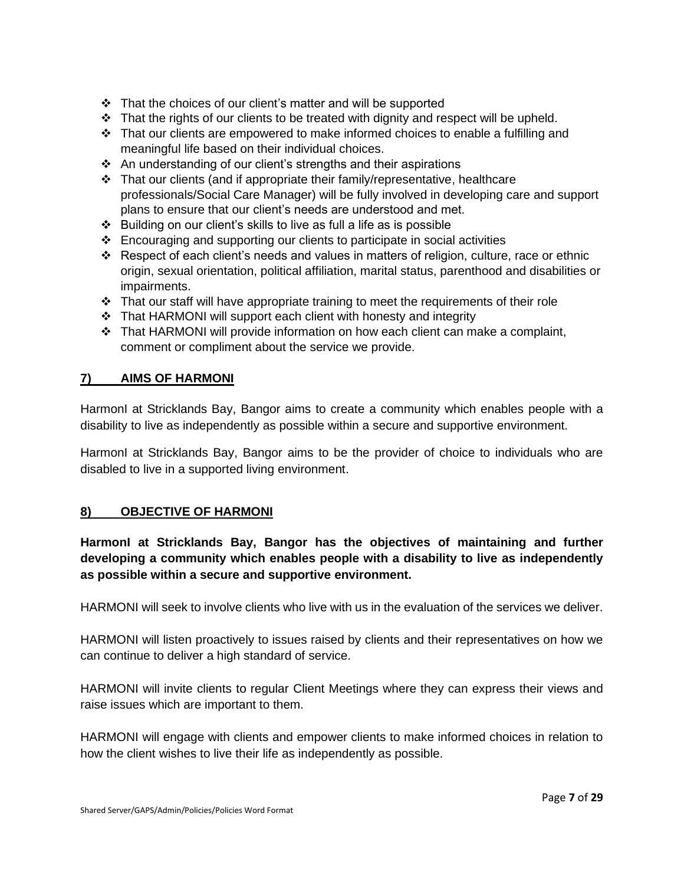- That the choices of our client's matter and will be supported
- That the rights of our clients to be treated with dignity and respect will be upheld.
- That our clients are empowered to make informed choices to enable a fulfilling and meaningful life based on their individual choices.
- An understanding of our client's strengths and their aspirations
- That our clients (and if appropriate their family/representative, healthcare professionals/Social Care Manager) will be fully involved in developing care and support plans to ensure that our client's needs are understood and met.
- Building on our client's skills to live as full a life as is possible
- Encouraging and supporting our clients to participate in social activities
- Respect of each client's needs and values in matters of religion, culture, race or ethnic origin, sexual orientation, political affiliation, marital status, parenthood and disabilities or impairments.
- That our staff will have appropriate training to meet the requirements of their role
- That HARMONI will support each client with honesty and integrity
- That HARMONI will provide information on how each client can make a complaint, comment or compliment about the service we provide.

## 7) AIMS OF HARMONI

HarmonI at Stricklands Bay, Bangor aims to create a community which enables people with a disability to live as independently as possible within a secure and supportive environment.

HarmonI at Stricklands Bay, Bangor aims to be the provider of choice to individuals who are disabled to live in a supported living environment.

## 8) OBJECTIVE OF HARMONI

**HarmonI at Stricklands Bay, Bangor has the objectives of maintaining and further developing a community which enables people with a disability to live as independently as possible within a secure and supportive environment.**

HARMONI will seek to involve clients who live with us in the evaluation of the services we deliver.

HARMONI will listen proactively to issues raised by clients and their representatives on how we can continue to deliver a high standard of service.

HARMONI will invite clients to regular Client Meetings where they can express their views and raise issues which are important to them.

HARMONI will engage with clients and empower clients to make informed choices in relation to how the client wishes to live their life as independently as possible.

Shared Server/GAPS/Admin/Policies/Policies Word Format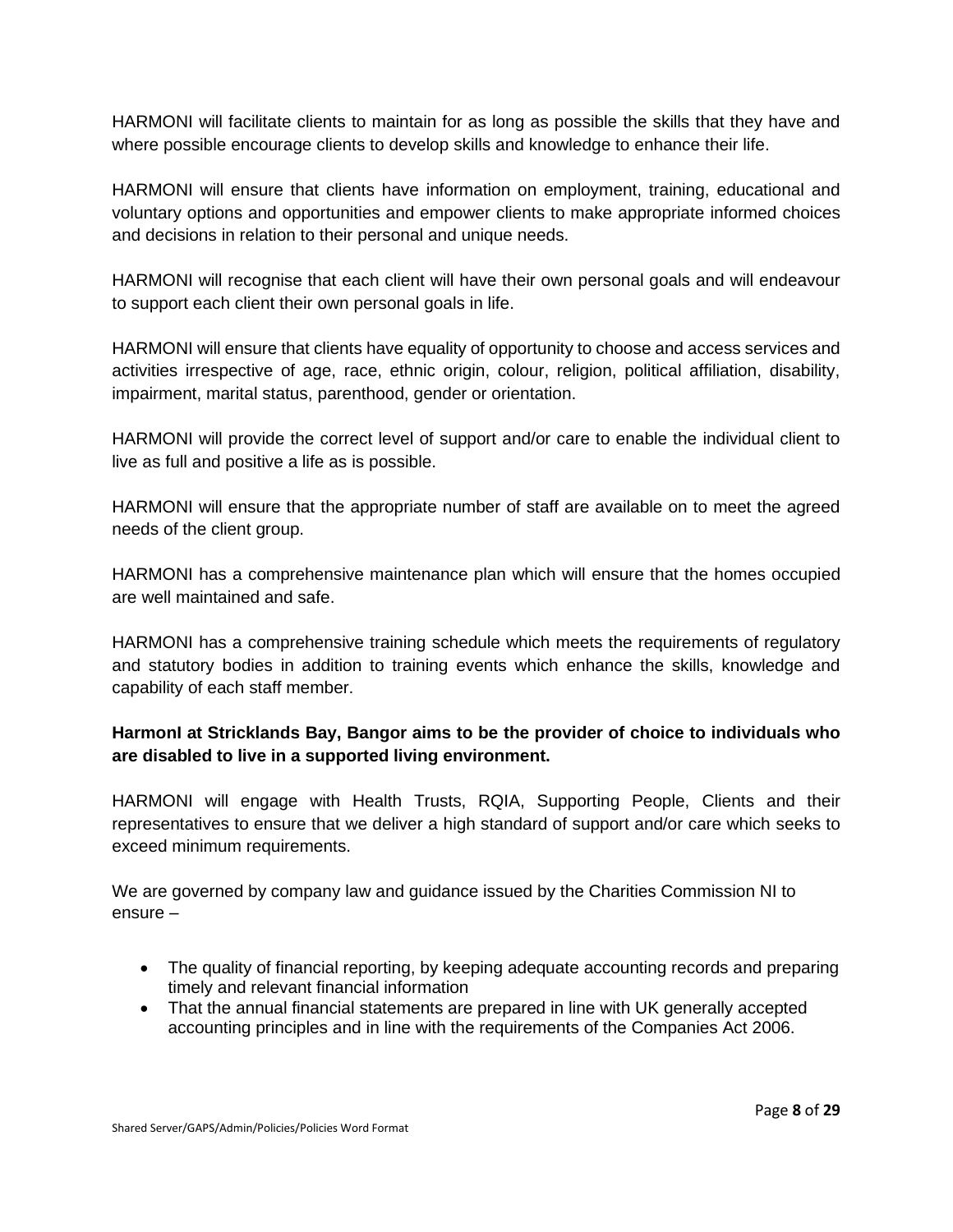HARMONI will facilitate clients to maintain for as long as possible the skills that they have and where possible encourage clients to develop skills and knowledge to enhance their life.

HARMONI will ensure that clients have information on employment, training, educational and voluntary options and opportunities and empower clients to make appropriate informed choices and decisions in relation to their personal and unique needs.

HARMONI will recognise that each client will have their own personal goals and will endeavour to support each client their own personal goals in life.

HARMONI will ensure that clients have equality of opportunity to choose and access services and activities irrespective of age, race, ethnic origin, colour, religion, political affiliation, disability, impairment, marital status, parenthood, gender or orientation.

HARMONI will provide the correct level of support and/or care to enable the individual client to live as full and positive a life as is possible.

HARMONI will ensure that the appropriate number of staff are available on to meet the agreed needs of the client group.

HARMONI has a comprehensive maintenance plan which will ensure that the homes occupied are well maintained and safe.

HARMONI has a comprehensive training schedule which meets the requirements of regulatory and statutory bodies in addition to training events which enhance the skills, knowledge and capability of each staff member.

**HarmonI at Stricklands Bay, Bangor aims to be the provider of choice to individuals who are disabled to live in a supported living environment.**

HARMONI will engage with Health Trusts, RQIA, Supporting People, Clients and their representatives to ensure that we deliver a high standard of support and/or care which seeks to exceed minimum requirements.

We are governed by company law and guidance issued by the Charities Commission NI to ensure –

- The quality of financial reporting, by keeping adequate accounting records and preparing timely and relevant financial information
- That the annual financial statements are prepared in line with UK generally accepted accounting principles and in line with the requirements of the Companies Act 2006.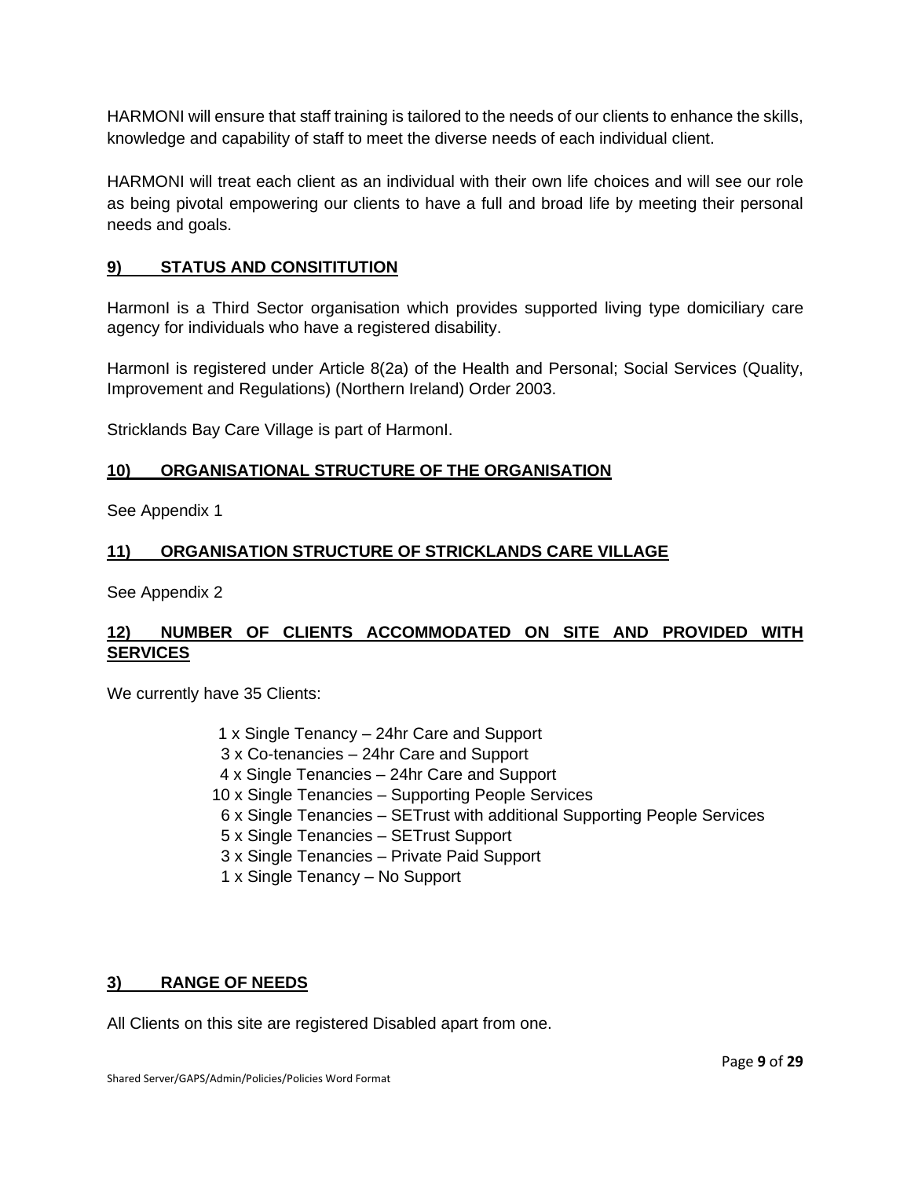HARMONI will ensure that staff training is tailored to the needs of our clients to enhance the skills, knowledge and capability of staff to meet the diverse needs of each individual client.

HARMONI will treat each client as an individual with their own life choices and will see our role as being pivotal empowering our clients to have a full and broad life by meeting their personal needs and goals.

## 9) STATUS AND CONSITITUTION

HarmonI is a Third Sector organisation which provides supported living type domiciliary care agency for individuals who have a registered disability.

HarmonI is registered under Article 8(2a) of the Health and Personal; Social Services (Quality, Improvement and Regulations) (Northern Ireland) Order 2003.

Stricklands Bay Care Village is part of HarmonI.

## 10) ORGANISATIONAL STRUCTURE OF THE ORGANISATION

See Appendix 1

## 11) ORGANISATION STRUCTURE OF STRICKLANDS CARE VILLAGE

See Appendix 2

## 12) NUMBER OF CLIENTS ACCOMMODATED ON SITE AND PROVIDED WITH SERVICES

We currently have 35 Clients:

- 1 x Single Tenancy – 24hr Care and Support
- 3 x Co-tenancies – 24hr Care and Support
- 4 x Single Tenancies – 24hr Care and Support
- 10 x Single Tenancies – Supporting People Services
- 6 x Single Tenancies – SETrust with additional Supporting People Services
- 5 x Single Tenancies – SETrust Support
- 3 x Single Tenancies – Private Paid Support
- 1 x Single Tenancy – No Support

## 3) RANGE OF NEEDS

All Clients on this site are registered Disabled apart from one.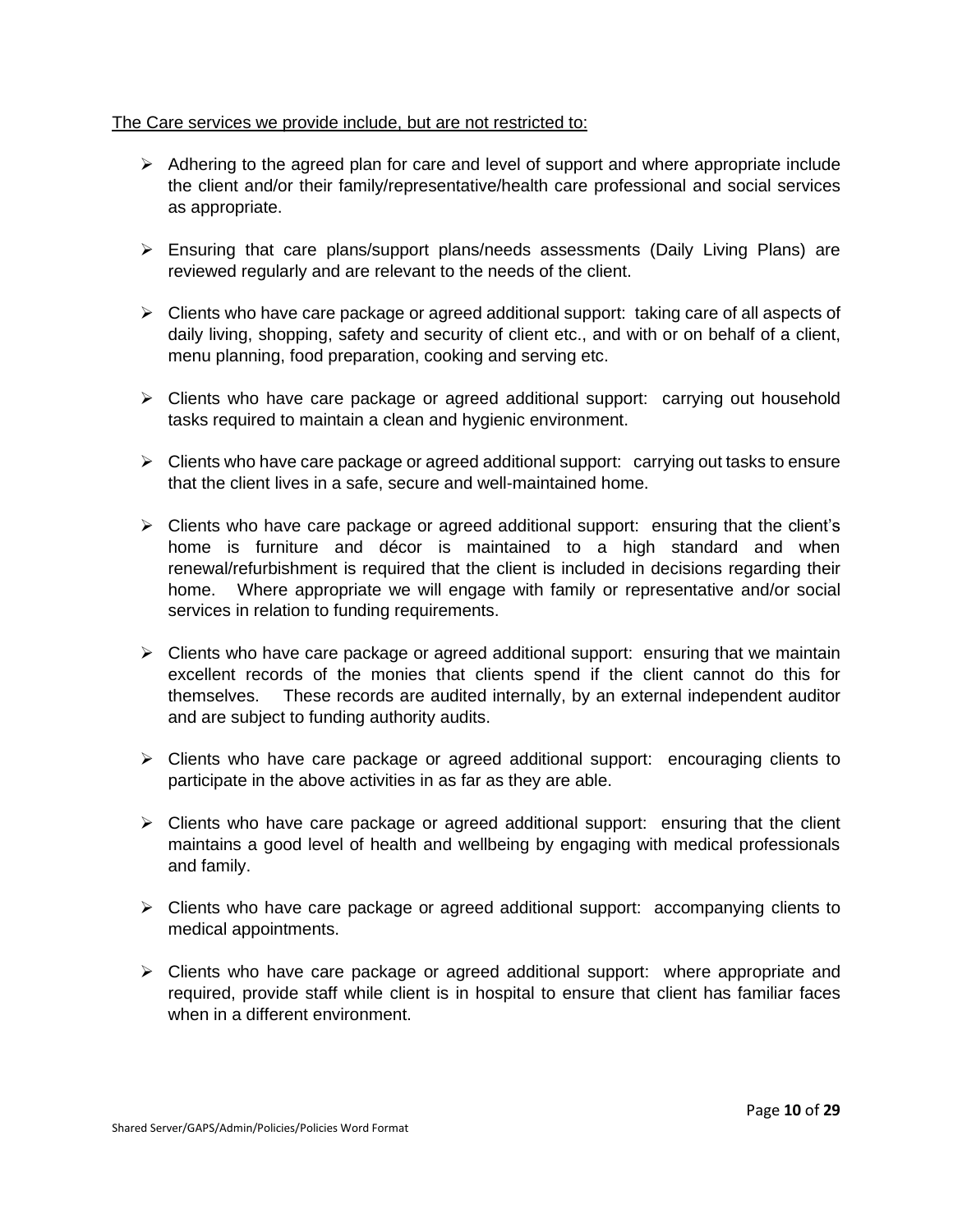<u>The Care services we provide include, but are not restricted to:</u>

- Adhering to the agreed plan for care and level of support and where appropriate include the client and/or their family/representative/health care professional and social services as appropriate.
- Ensuring that care plans/support plans/needs assessments (Daily Living Plans) are reviewed regularly and are relevant to the needs of the client.
- Clients who have care package or agreed additional support: taking care of all aspects of daily living, shopping, safety and security of client etc., and with or on behalf of a client, menu planning, food preparation, cooking and serving etc.
- Clients who have care package or agreed additional support: carrying out household tasks required to maintain a clean and hygienic environment.
- Clients who have care package or agreed additional support: carrying out tasks to ensure that the client lives in a safe, secure and well-maintained home.
- Clients who have care package or agreed additional support: ensuring that the client's home is furniture and décor is maintained to a high standard and when renewal/refurbishment is required that the client is included in decisions regarding their home. Where appropriate we will engage with family or representative and/or social services in relation to funding requirements.
- Clients who have care package or agreed additional support: ensuring that we maintain excellent records of the monies that clients spend if the client cannot do this for themselves. These records are audited internally, by an external independent auditor and are subject to funding authority audits.
- Clients who have care package or agreed additional support: encouraging clients to participate in the above activities in as far as they are able.
- Clients who have care package or agreed additional support: ensuring that the client maintains a good level of health and wellbeing by engaging with medical professionals and family.
- Clients who have care package or agreed additional support: accompanying clients to medical appointments.
- Clients who have care package or agreed additional support: where appropriate and required, provide staff while client is in hospital to ensure that client has familiar faces when in a different environment.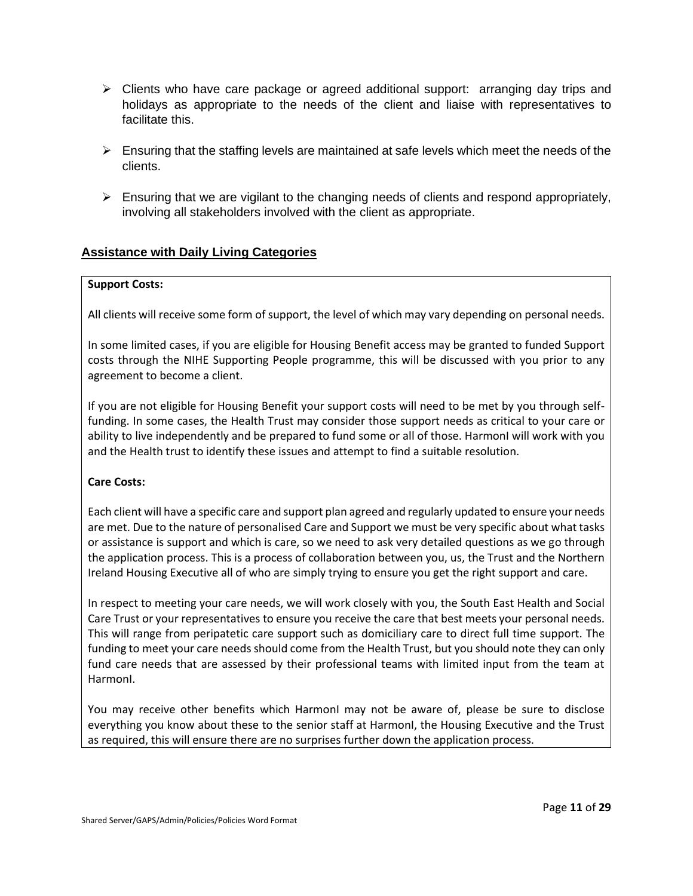- Clients who have care package or agreed additional support: arranging day trips and holidays as appropriate to the needs of the client and liaise with representatives to facilitate this.

- Ensuring that the staffing levels are maintained at safe levels which meet the needs of the clients.

- Ensuring that we are vigilant to the changing needs of clients and respond appropriately, involving all stakeholders involved with the client as appropriate.

## Assistance with Daily Living Categories

**Support Costs:**

All clients will receive some form of support, the level of which may vary depending on personal needs.

In some limited cases, if you are eligible for Housing Benefit access may be granted to funded Support costs through the NIHE Supporting People programme, this will be discussed with you prior to any agreement to become a client.

If you are not eligible for Housing Benefit your support costs will need to be met by you through self-funding. In some cases, the Health Trust may consider those support needs as critical to your care or ability to live independently and be prepared to fund some or all of those. HarmonI will work with you and the Health trust to identify these issues and attempt to find a suitable resolution.

**Care Costs:**

Each client will have a specific care and support plan agreed and regularly updated to ensure your needs are met. Due to the nature of personalised Care and Support we must be very specific about what tasks or assistance is support and which is care, so we need to ask very detailed questions as we go through the application process. This is a process of collaboration between you, us, the Trust and the Northern Ireland Housing Executive all of who are simply trying to ensure you get the right support and care.

In respect to meeting your care needs, we will work closely with you, the South East Health and Social Care Trust or your representatives to ensure you receive the care that best meets your personal needs. This will range from peripatetic care support such as domiciliary care to direct full time support. The funding to meet your care needs should come from the Health Trust, but you should note they can only fund care needs that are assessed by their professional teams with limited input from the team at HarmonI.

You may receive other benefits which HarmonI may not be aware of, please be sure to disclose everything you know about these to the senior staff at HarmonI, the Housing Executive and the Trust as required, this will ensure there are no surprises further down the application process.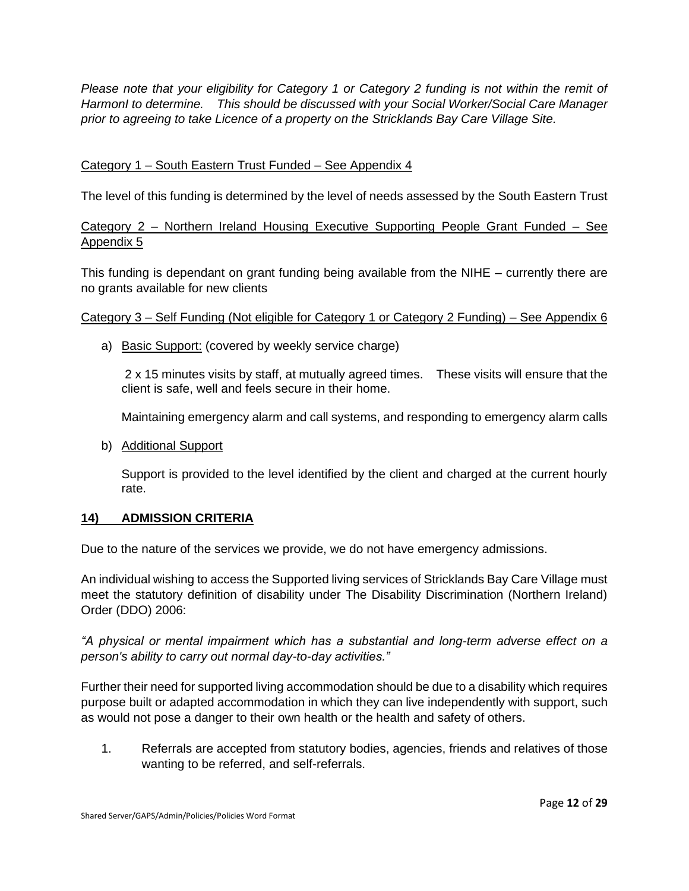*Please note that your eligibility for Category 1 or Category 2 funding is not within the remit of HarmonI to determine. This should be discussed with your Social Worker/Social Care Manager prior to agreeing to take Licence of a property on the Stricklands Bay Care Village Site.*

<u>Category 1 – South Eastern Trust Funded – See Appendix 4</u>

The level of this funding is determined by the level of needs assessed by the South Eastern Trust

<u>Category 2 – Northern Ireland Housing Executive Supporting People Grant Funded – See Appendix 5</u>

This funding is dependant on grant funding being available from the NIHE – currently there are no grants available for new clients

<u>Category 3 – Self Funding (Not eligible for Category 1 or Category 2 Funding) – See Appendix 6</u>

a) <u>Basic Support:</u> (covered by weekly service charge)

   2 x 15 minutes visits by staff, at mutually agreed times. These visits will ensure that the client is safe, well and feels secure in their home.

   Maintaining emergency alarm and call systems, and responding to emergency alarm calls

b) <u>Additional Support</u>

   Support is provided to the level identified by the client and charged at the current hourly rate.

## 14) ADMISSION CRITERIA

Due to the nature of the services we provide, we do not have emergency admissions.

An individual wishing to access the Supported living services of Stricklands Bay Care Village must meet the statutory definition of disability under The Disability Discrimination (Northern Ireland) Order (DDO) 2006:

*"A physical or mental impairment which has a substantial and long-term adverse effect on a person's ability to carry out normal day-to-day activities."*

Further their need for supported living accommodation should be due to a disability which requires purpose built or adapted accommodation in which they can live independently with support, such as would not pose a danger to their own health or the health and safety of others.

1. Referrals are accepted from statutory bodies, agencies, friends and relatives of those wanting to be referred, and self-referrals.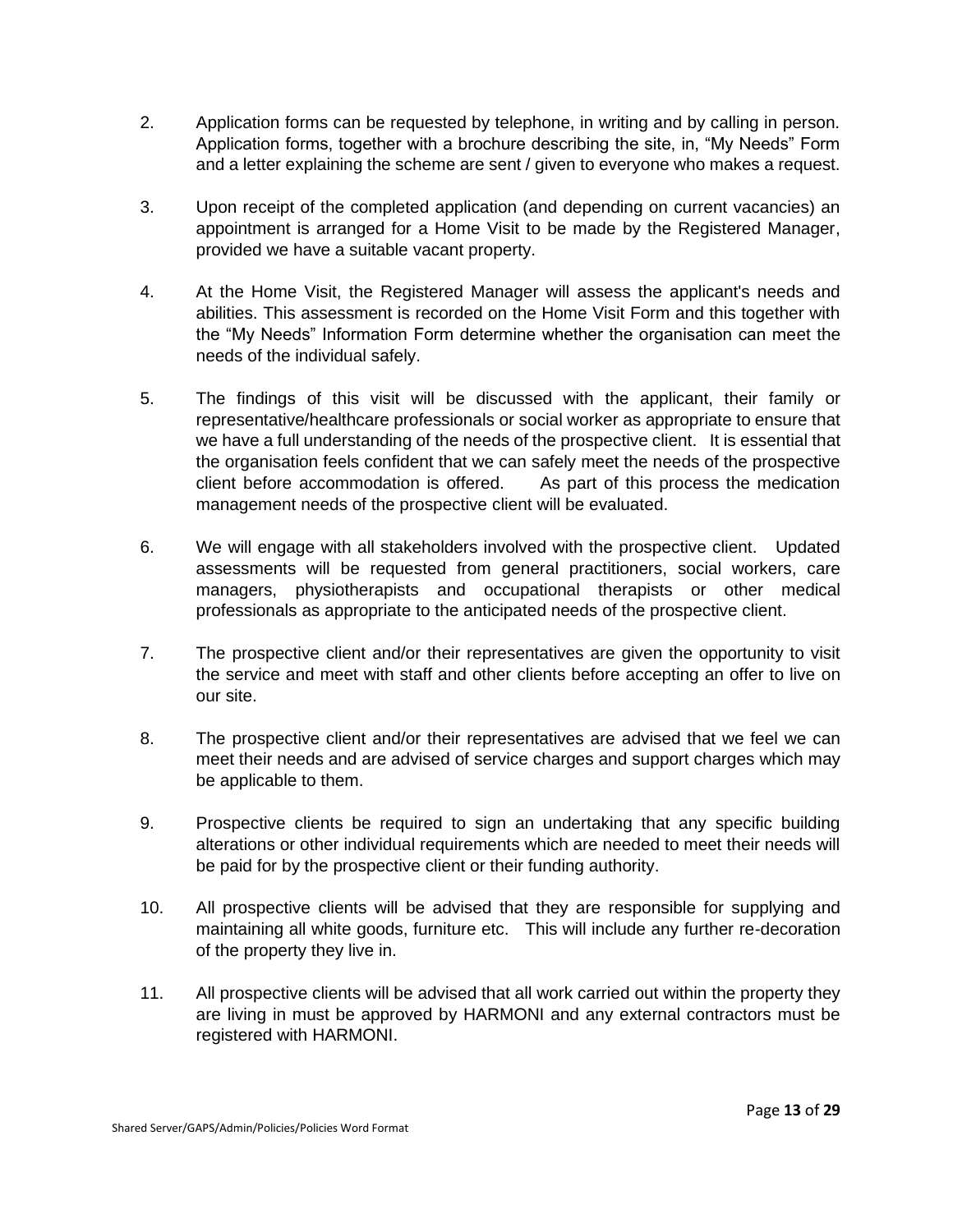2. Application forms can be requested by telephone, in writing and by calling in person. Application forms, together with a brochure describing the site, in, "My Needs" Form and a letter explaining the scheme are sent / given to everyone who makes a request.

3. Upon receipt of the completed application (and depending on current vacancies) an appointment is arranged for a Home Visit to be made by the Registered Manager, provided we have a suitable vacant property.

4. At the Home Visit, the Registered Manager will assess the applicant's needs and abilities. This assessment is recorded on the Home Visit Form and this together with the "My Needs" Information Form determine whether the organisation can meet the needs of the individual safely.

5. The findings of this visit will be discussed with the applicant, their family or representative/healthcare professionals or social worker as appropriate to ensure that we have a full understanding of the needs of the prospective client. It is essential that the organisation feels confident that we can safely meet the needs of the prospective client before accommodation is offered. As part of this process the medication management needs of the prospective client will be evaluated.

6. We will engage with all stakeholders involved with the prospective client. Updated assessments will be requested from general practitioners, social workers, care managers, physiotherapists and occupational therapists or other medical professionals as appropriate to the anticipated needs of the prospective client.

7. The prospective client and/or their representatives are given the opportunity to visit the service and meet with staff and other clients before accepting an offer to live on our site.

8. The prospective client and/or their representatives are advised that we feel we can meet their needs and are advised of service charges and support charges which may be applicable to them.

9. Prospective clients be required to sign an undertaking that any specific building alterations or other individual requirements which are needed to meet their needs will be paid for by the prospective client or their funding authority.

10. All prospective clients will be advised that they are responsible for supplying and maintaining all white goods, furniture etc. This will include any further re-decoration of the property they live in.

11. All prospective clients will be advised that all work carried out within the property they are living in must be approved by HARMONI and any external contractors must be registered with HARMONI.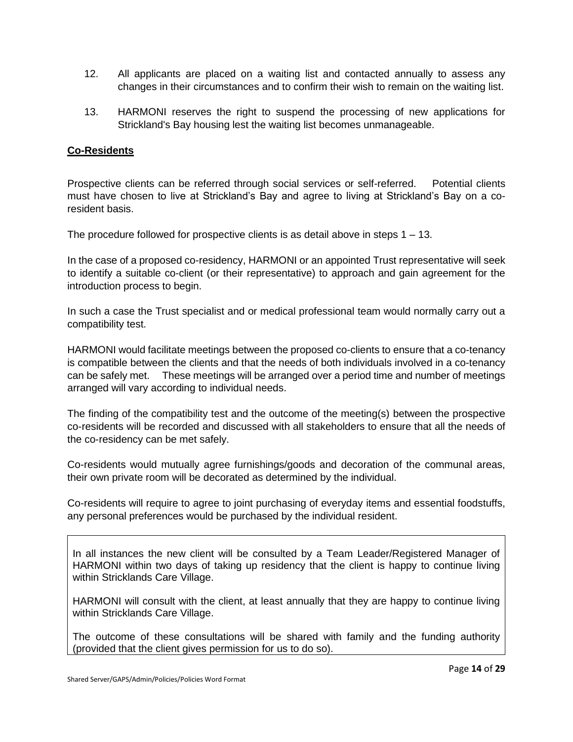12. All applicants are placed on a waiting list and contacted annually to assess any changes in their circumstances and to confirm their wish to remain on the waiting list.

13. HARMONI reserves the right to suspend the processing of new applications for Strickland's Bay housing lest the waiting list becomes unmanageable.

## Co-Residents

Prospective clients can be referred through social services or self-referred. Potential clients must have chosen to live at Strickland's Bay and agree to living at Strickland's Bay on a co-resident basis.

The procedure followed for prospective clients is as detail above in steps 1 – 13.

In the case of a proposed co-residency, HARMONI or an appointed Trust representative will seek to identify a suitable co-client (or their representative) to approach and gain agreement for the introduction process to begin.

In such a case the Trust specialist and or medical professional team would normally carry out a compatibility test.

HARMONI would facilitate meetings between the proposed co-clients to ensure that a co-tenancy is compatible between the clients and that the needs of both individuals involved in a co-tenancy can be safely met. These meetings will be arranged over a period time and number of meetings arranged will vary according to individual needs.

The finding of the compatibility test and the outcome of the meeting(s) between the prospective co-residents will be recorded and discussed with all stakeholders to ensure that all the needs of the co-residency can be met safely.

Co-residents would mutually agree furnishings/goods and decoration of the communal areas, their own private room will be decorated as determined by the individual.

Co-residents will require to agree to joint purchasing of everyday items and essential foodstuffs, any personal preferences would be purchased by the individual resident.

> In all instances the new client will be consulted by a Team Leader/Registered Manager of HARMONI within two days of taking up residency that the client is happy to continue living within Stricklands Care Village.
>
> HARMONI will consult with the client, at least annually that they are happy to continue living within Stricklands Care Village.
>
> The outcome of these consultations will be shared with family and the funding authority (provided that the client gives permission for us to do so).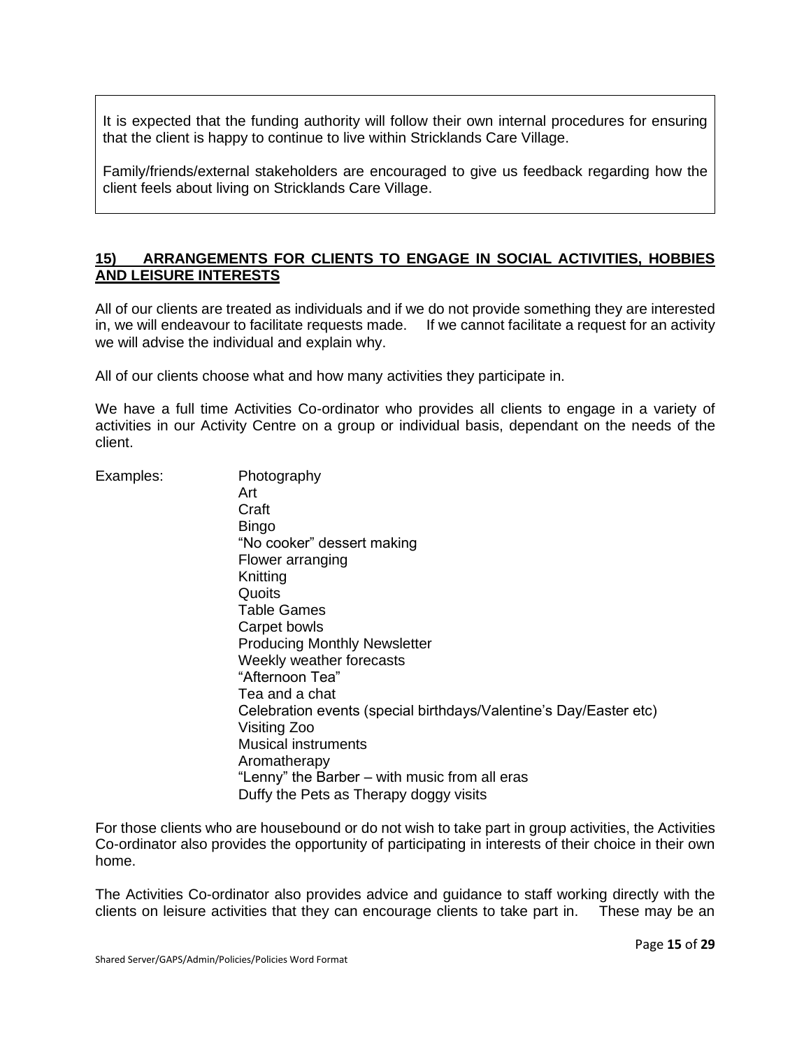It is expected that the funding authority will follow their own internal procedures for ensuring that the client is happy to continue to live within Stricklands Care Village.

Family/friends/external stakeholders are encouraged to give us feedback regarding how the client feels about living on Stricklands Care Village.

## 15) ARRANGEMENTS FOR CLIENTS TO ENGAGE IN SOCIAL ACTIVITIES, HOBBIES AND LEISURE INTERESTS

All of our clients are treated as individuals and if we do not provide something they are interested in, we will endeavour to facilitate requests made. If we cannot facilitate a request for an activity we will advise the individual and explain why.

All of our clients choose what and how many activities they participate in.

We have a full time Activities Co-ordinator who provides all clients to engage in a variety of activities in our Activity Centre on a group or individual basis, dependant on the needs of the client.

Examples:

- Photography
- Art
- Craft
- Bingo
- "No cooker" dessert making
- Flower arranging
- Knitting
- Quoits
- Table Games
- Carpet bowls
- Producing Monthly Newsletter
- Weekly weather forecasts
- "Afternoon Tea"
- Tea and a chat
- Celebration events (special birthdays/Valentine's Day/Easter etc)
- Visiting Zoo
- Musical instruments
- Aromatherapy
- "Lenny" the Barber – with music from all eras
- Duffy the Pets as Therapy doggy visits

For those clients who are housebound or do not wish to take part in group activities, the Activities Co-ordinator also provides the opportunity of participating in interests of their choice in their own home.

The Activities Co-ordinator also provides advice and guidance to staff working directly with the clients on leisure activities that they can encourage clients to take part in. These may be an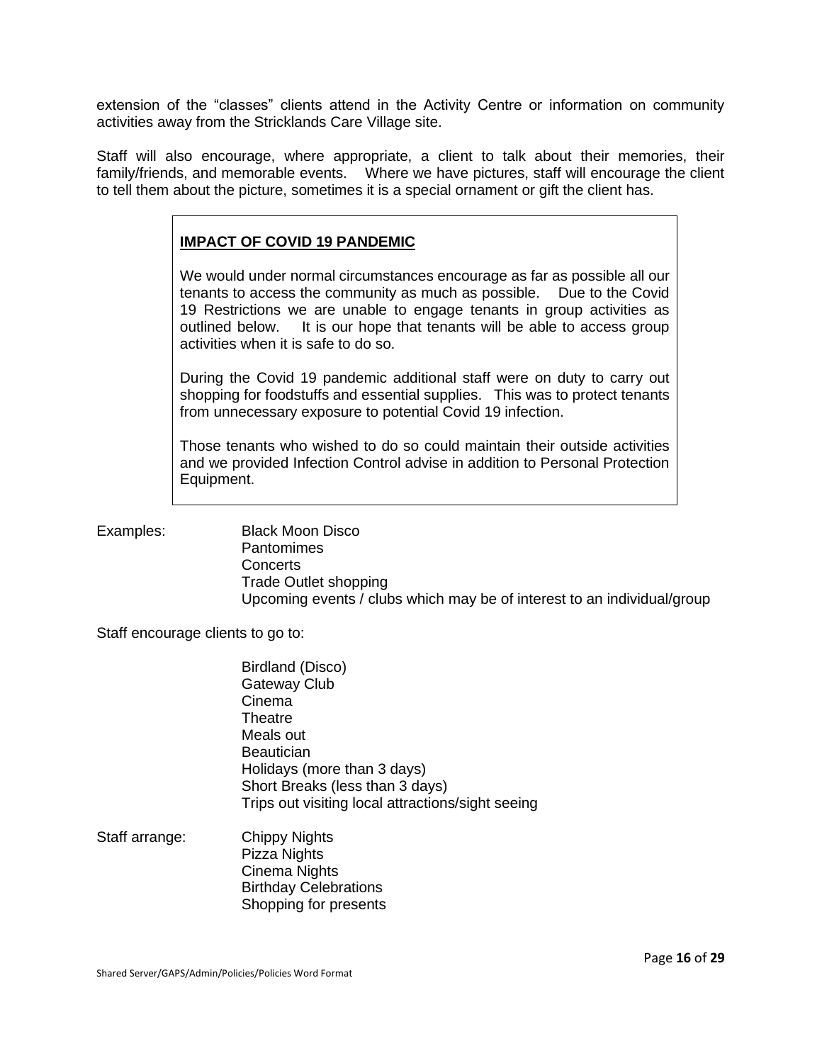extension of the "classes" clients attend in the Activity Centre or information on community activities away from the Stricklands Care Village site.

Staff will also encourage, where appropriate, a client to talk about their memories, their family/friends, and memorable events. Where we have pictures, staff will encourage the client to tell them about the picture, sometimes it is a special ornament or gift the client has.

> **IMPACT OF COVID 19 PANDEMIC**
>
> We would under normal circumstances encourage as far as possible all our tenants to access the community as much as possible. Due to the Covid 19 Restrictions we are unable to engage tenants in group activities as outlined below. It is our hope that tenants will be able to access group activities when it is safe to do so.
>
> During the Covid 19 pandemic additional staff were on duty to carry out shopping for foodstuffs and essential supplies. This was to protect tenants from unnecessary exposure to potential Covid 19 infection.
>
> Those tenants who wished to do so could maintain their outside activities and we provided Infection Control advise in addition to Personal Protection Equipment.

Examples:
- Black Moon Disco
- Pantomimes
- Concerts
- Trade Outlet shopping
- Upcoming events / clubs which may be of interest to an individual/group

Staff encourage clients to go to:

- Birdland (Disco)
- Gateway Club
- Cinema
- Theatre
- Meals out
- Beautician
- Holidays (more than 3 days)
- Short Breaks (less than 3 days)
- Trips out visiting local attractions/sight seeing

Staff arrange:
- Chippy Nights
- Pizza Nights
- Cinema Nights
- Birthday Celebrations
- Shopping for presents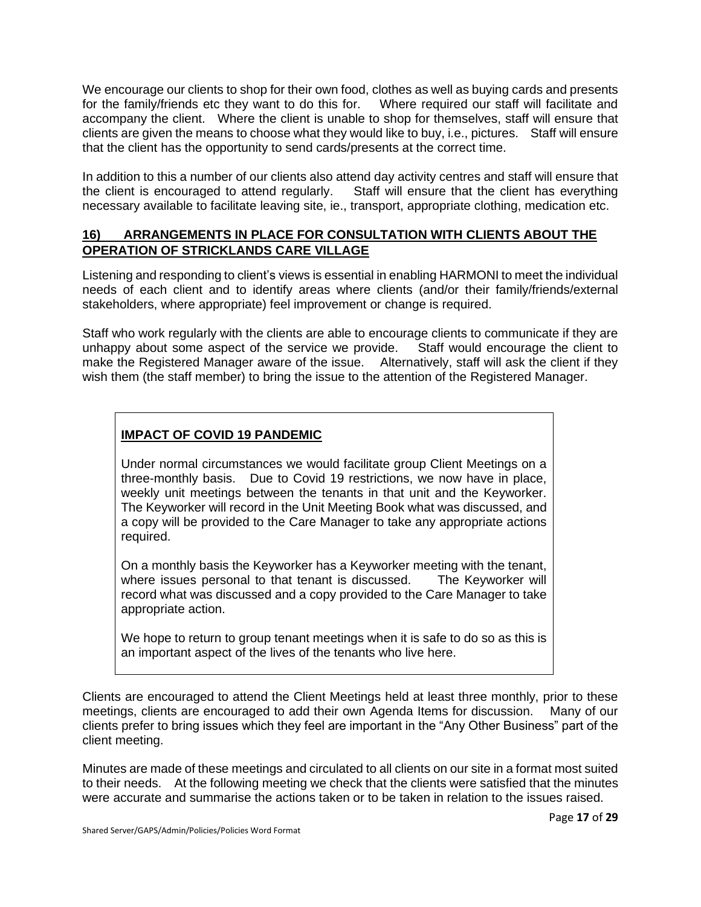We encourage our clients to shop for their own food, clothes as well as buying cards and presents for the family/friends etc they want to do this for. Where required our staff will facilitate and accompany the client. Where the client is unable to shop for themselves, staff will ensure that clients are given the means to choose what they would like to buy, i.e., pictures. Staff will ensure that the client has the opportunity to send cards/presents at the correct time.

In addition to this a number of our clients also attend day activity centres and staff will ensure that the client is encouraged to attend regularly. Staff will ensure that the client has everything necessary available to facilitate leaving site, ie., transport, appropriate clothing, medication etc.

## <u>16) ARRANGEMENTS IN PLACE FOR CONSULTATION WITH CLIENTS ABOUT THE OPERATION OF STRICKLANDS CARE VILLAGE</u>

Listening and responding to client's views is essential in enabling HARMONI to meet the individual needs of each client and to identify areas where clients (and/or their family/friends/external stakeholders, where appropriate) feel improvement or change is required.

Staff who work regularly with the clients are able to encourage clients to communicate if they are unhappy about some aspect of the service we provide. Staff would encourage the client to make the Registered Manager aware of the issue. Alternatively, staff will ask the client if they wish them (the staff member) to bring the issue to the attention of the Registered Manager.

> **<u>IMPACT OF COVID 19 PANDEMIC</u>**
>
> Under normal circumstances we would facilitate group Client Meetings on a three-monthly basis. Due to Covid 19 restrictions, we now have in place, weekly unit meetings between the tenants in that unit and the Keyworker. The Keyworker will record in the Unit Meeting Book what was discussed, and a copy will be provided to the Care Manager to take any appropriate actions required.
>
> On a monthly basis the Keyworker has a Keyworker meeting with the tenant, where issues personal to that tenant is discussed. The Keyworker will record what was discussed and a copy provided to the Care Manager to take appropriate action.
>
> We hope to return to group tenant meetings when it is safe to do so as this is an important aspect of the lives of the tenants who live here.

Clients are encouraged to attend the Client Meetings held at least three monthly, prior to these meetings, clients are encouraged to add their own Agenda Items for discussion. Many of our clients prefer to bring issues which they feel are important in the "Any Other Business" part of the client meeting.

Minutes are made of these meetings and circulated to all clients on our site in a format most suited to their needs. At the following meeting we check that the clients were satisfied that the minutes were accurate and summarise the actions taken or to be taken in relation to the issues raised.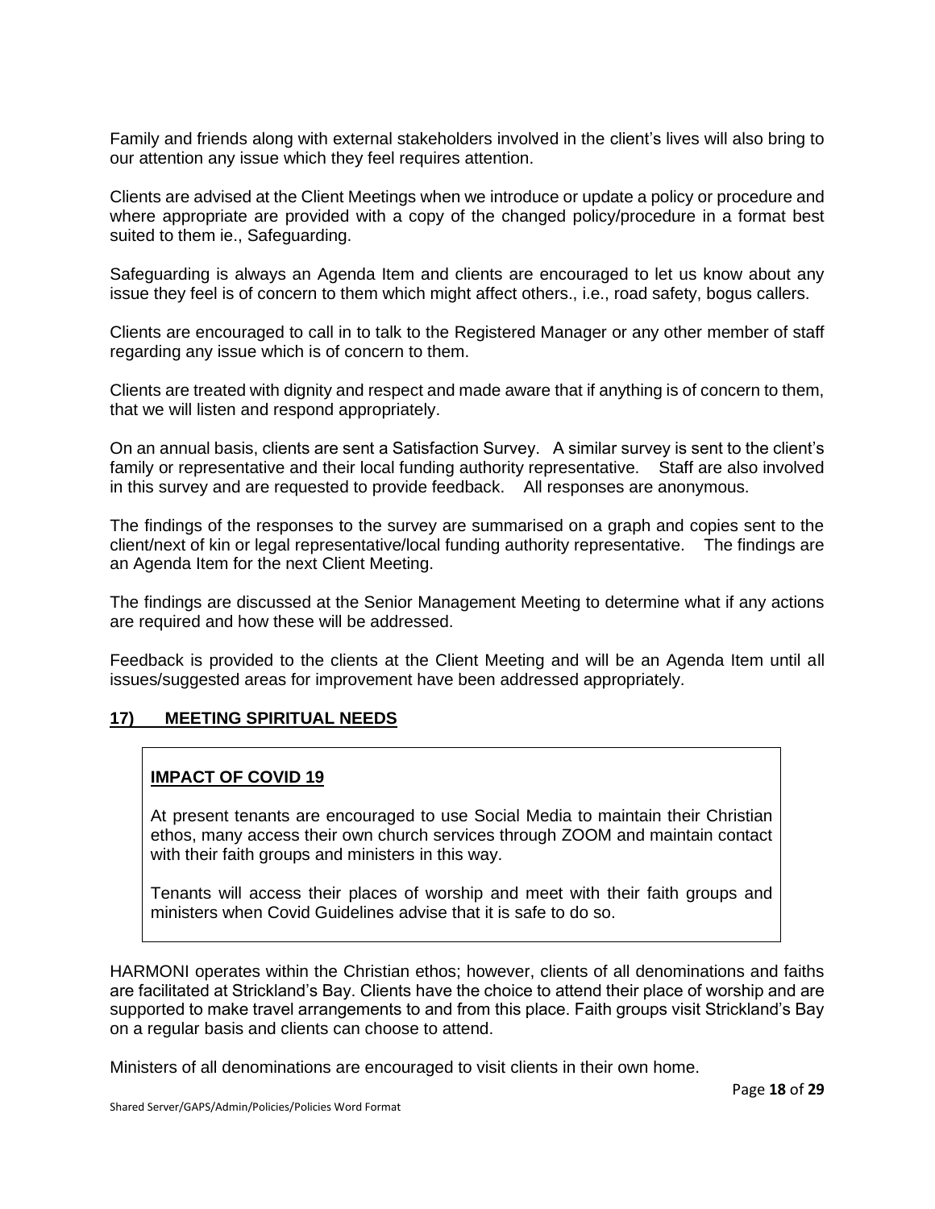Family and friends along with external stakeholders involved in the client's lives will also bring to our attention any issue which they feel requires attention.

Clients are advised at the Client Meetings when we introduce or update a policy or procedure and where appropriate are provided with a copy of the changed policy/procedure in a format best suited to them ie., Safeguarding.

Safeguarding is always an Agenda Item and clients are encouraged to let us know about any issue they feel is of concern to them which might affect others., i.e., road safety, bogus callers.

Clients are encouraged to call in to talk to the Registered Manager or any other member of staff regarding any issue which is of concern to them.

Clients are treated with dignity and respect and made aware that if anything is of concern to them, that we will listen and respond appropriately.

On an annual basis, clients are sent a Satisfaction Survey. A similar survey is sent to the client's family or representative and their local funding authority representative. Staff are also involved in this survey and are requested to provide feedback. All responses are anonymous.

The findings of the responses to the survey are summarised on a graph and copies sent to the client/next of kin or legal representative/local funding authority representative. The findings are an Agenda Item for the next Client Meeting.

The findings are discussed at the Senior Management Meeting to determine what if any actions are required and how these will be addressed.

Feedback is provided to the clients at the Client Meeting and will be an Agenda Item until all issues/suggested areas for improvement have been addressed appropriately.

## 17) MEETING SPIRITUAL NEEDS

**IMPACT OF COVID 19**

At present tenants are encouraged to use Social Media to maintain their Christian ethos, many access their own church services through ZOOM and maintain contact with their faith groups and ministers in this way.

Tenants will access their places of worship and meet with their faith groups and ministers when Covid Guidelines advise that it is safe to do so.

HARMONI operates within the Christian ethos; however, clients of all denominations and faiths are facilitated at Strickland's Bay. Clients have the choice to attend their place of worship and are supported to make travel arrangements to and from this place. Faith groups visit Strickland's Bay on a regular basis and clients can choose to attend.

Ministers of all denominations are encouraged to visit clients in their own home.

Shared Server/GAPS/Admin/Policies/Policies Word Format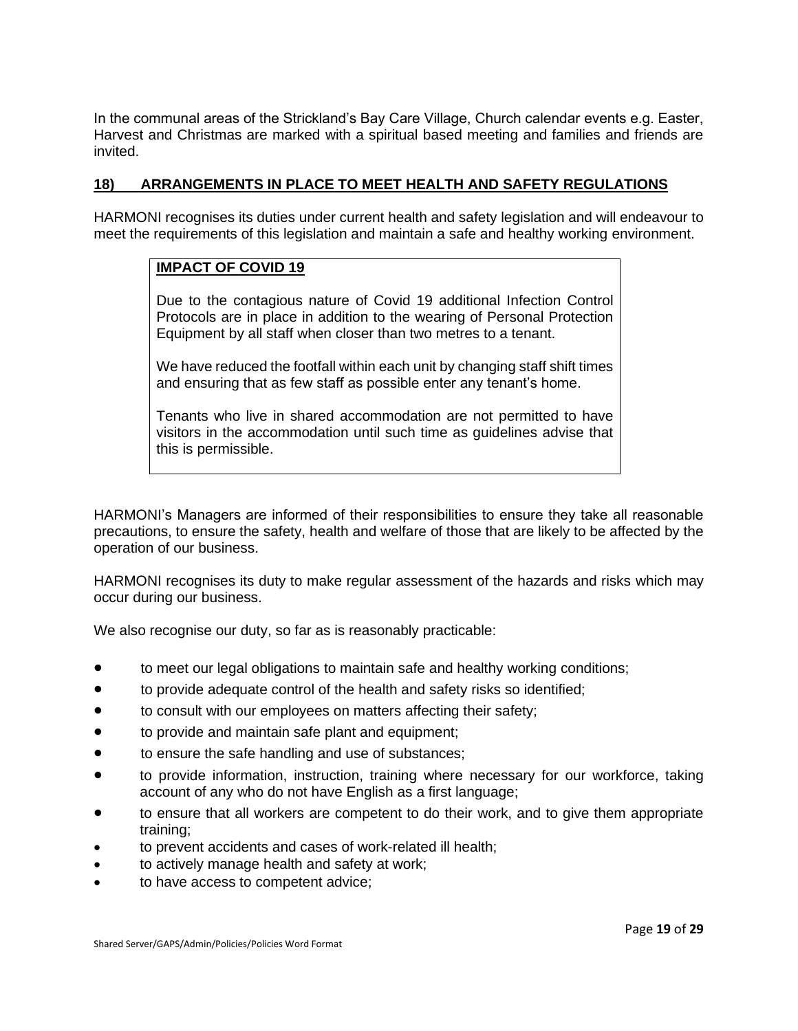In the communal areas of the Strickland's Bay Care Village, Church calendar events e.g. Easter, Harvest and Christmas are marked with a spiritual based meeting and families and friends are invited.

## 18) ARRANGEMENTS IN PLACE TO MEET HEALTH AND SAFETY REGULATIONS

HARMONI recognises its duties under current health and safety legislation and will endeavour to meet the requirements of this legislation and maintain a safe and healthy working environment.

> **IMPACT OF COVID 19**
>
> Due to the contagious nature of Covid 19 additional Infection Control Protocols are in place in addition to the wearing of Personal Protection Equipment by all staff when closer than two metres to a tenant.
>
> We have reduced the footfall within each unit by changing staff shift times and ensuring that as few staff as possible enter any tenant's home.
>
> Tenants who live in shared accommodation are not permitted to have visitors in the accommodation until such time as guidelines advise that this is permissible.

HARMONI's Managers are informed of their responsibilities to ensure they take all reasonable precautions, to ensure the safety, health and welfare of those that are likely to be affected by the operation of our business.

HARMONI recognises its duty to make regular assessment of the hazards and risks which may occur during our business.

We also recognise our duty, so far as is reasonably practicable:

- to meet our legal obligations to maintain safe and healthy working conditions;
- to provide adequate control of the health and safety risks so identified;
- to consult with our employees on matters affecting their safety;
- to provide and maintain safe plant and equipment;
- to ensure the safe handling and use of substances;
- to provide information, instruction, training where necessary for our workforce, taking account of any who do not have English as a first language;
- to ensure that all workers are competent to do their work, and to give them appropriate training;
- to prevent accidents and cases of work-related ill health;
- to actively manage health and safety at work;
- to have access to competent advice;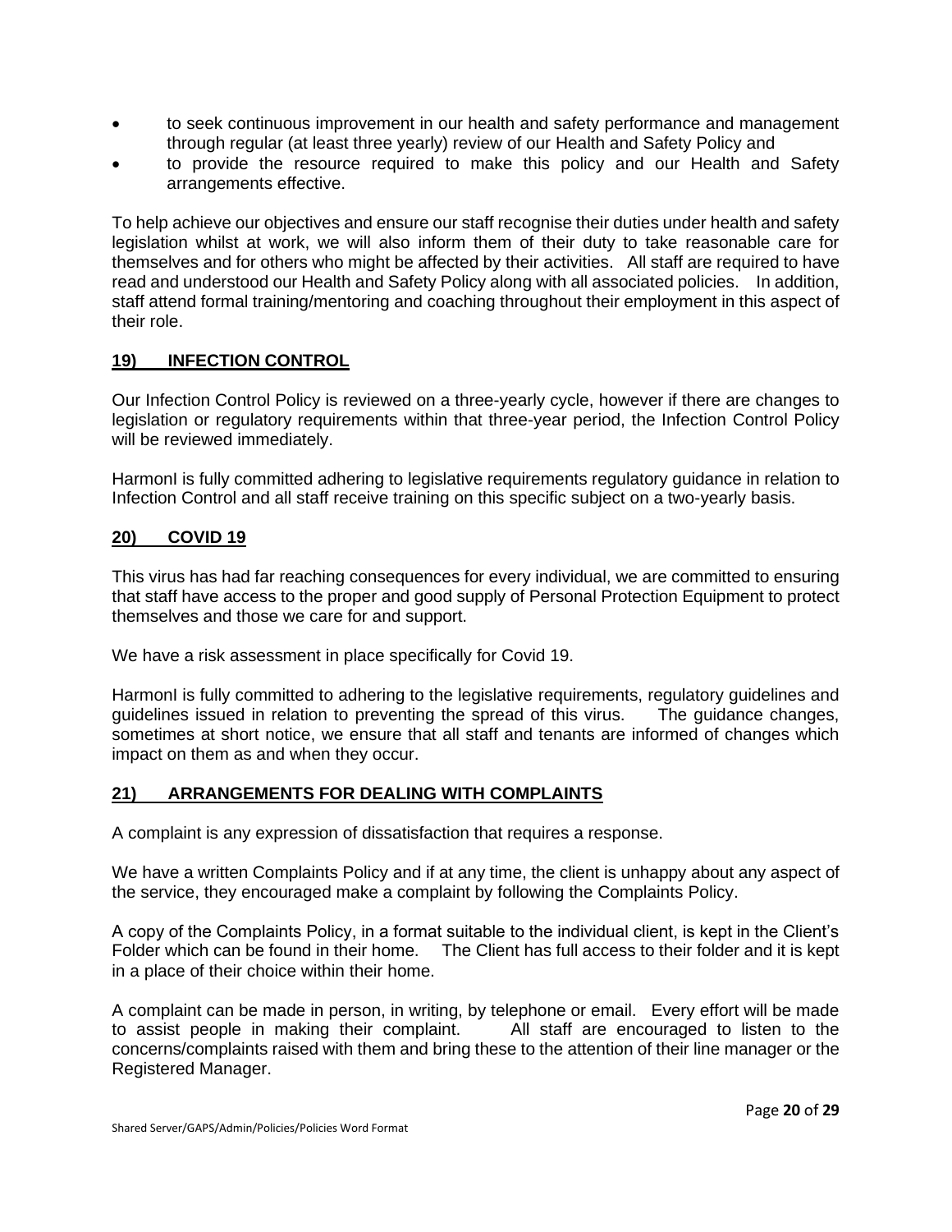- to seek continuous improvement in our health and safety performance and management through regular (at least three yearly) review of our Health and Safety Policy and
- to provide the resource required to make this policy and our Health and Safety arrangements effective.

To help achieve our objectives and ensure our staff recognise their duties under health and safety legislation whilst at work, we will also inform them of their duty to take reasonable care for themselves and for others who might be affected by their activities. All staff are required to have read and understood our Health and Safety Policy along with all associated policies. In addition, staff attend formal training/mentoring and coaching throughout their employment in this aspect of their role.

## 19) INFECTION CONTROL

Our Infection Control Policy is reviewed on a three-yearly cycle, however if there are changes to legislation or regulatory requirements within that three-year period, the Infection Control Policy will be reviewed immediately.

HarmonI is fully committed adhering to legislative requirements regulatory guidance in relation to Infection Control and all staff receive training on this specific subject on a two-yearly basis.

## 20) COVID 19

This virus has had far reaching consequences for every individual, we are committed to ensuring that staff have access to the proper and good supply of Personal Protection Equipment to protect themselves and those we care for and support.

We have a risk assessment in place specifically for Covid 19.

HarmonI is fully committed to adhering to the legislative requirements, regulatory guidelines and guidelines issued in relation to preventing the spread of this virus. The guidance changes, sometimes at short notice, we ensure that all staff and tenants are informed of changes which impact on them as and when they occur.

## 21) ARRANGEMENTS FOR DEALING WITH COMPLAINTS

A complaint is any expression of dissatisfaction that requires a response.

We have a written Complaints Policy and if at any time, the client is unhappy about any aspect of the service, they encouraged make a complaint by following the Complaints Policy.

A copy of the Complaints Policy, in a format suitable to the individual client, is kept in the Client's Folder which can be found in their home. The Client has full access to their folder and it is kept in a place of their choice within their home.

A complaint can be made in person, in writing, by telephone or email. Every effort will be made to assist people in making their complaint. All staff are encouraged to listen to the concerns/complaints raised with them and bring these to the attention of their line manager or the Registered Manager.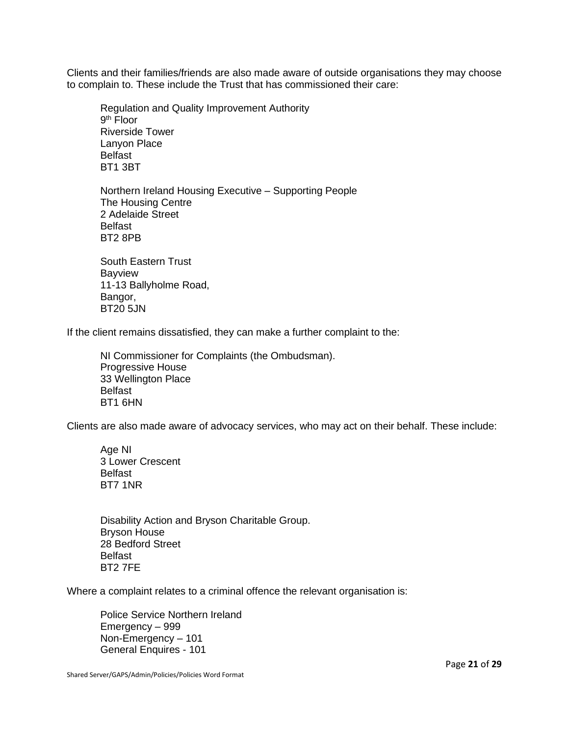Clients and their families/friends are also made aware of outside organisations they may choose to complain to. These include the Trust that has commissioned their care:

Regulation and Quality Improvement Authority  
9th Floor  
Riverside Tower  
Lanyon Place  
Belfast  
BT1 3BT

Northern Ireland Housing Executive – Supporting People  
The Housing Centre  
2 Adelaide Street  
Belfast  
BT2 8PB

South Eastern Trust  
Bayview  
11-13 Ballyholme Road,  
Bangor,  
BT20 5JN

If the client remains dissatisfied, they can make a further complaint to the:

NI Commissioner for Complaints (the Ombudsman).  
Progressive House  
33 Wellington Place  
Belfast  
BT1 6HN

Clients are also made aware of advocacy services, who may act on their behalf. These include:

Age NI  
3 Lower Crescent  
Belfast  
BT7 1NR

Disability Action and Bryson Charitable Group.  
Bryson House  
28 Bedford Street  
Belfast  
BT2 7FE

Where a complaint relates to a criminal offence the relevant organisation is:

Police Service Northern Ireland  
Emergency – 999  
Non-Emergency – 101  
General Enquires - 101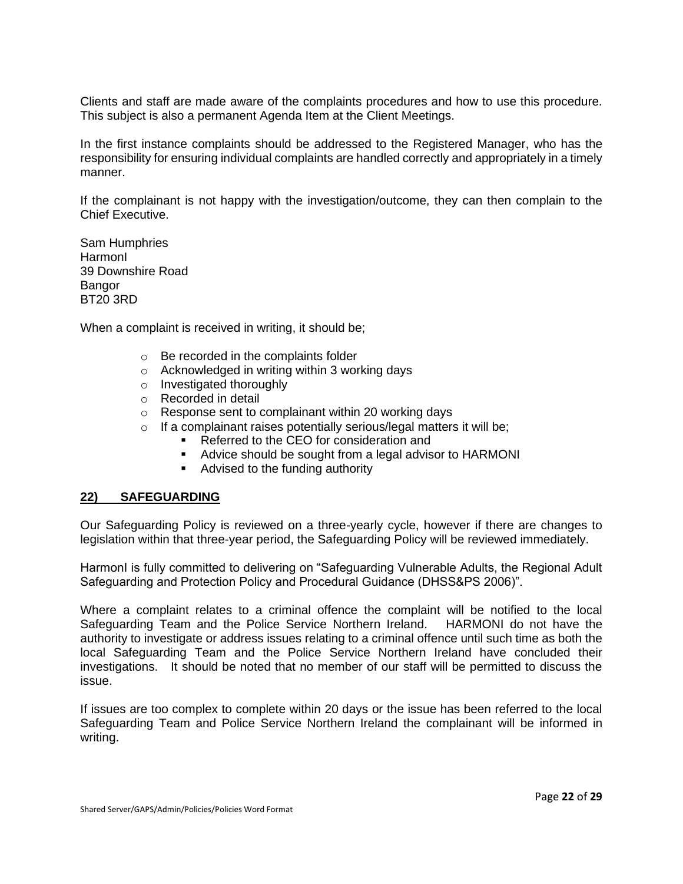Clients and staff are made aware of the complaints procedures and how to use this procedure. This subject is also a permanent Agenda Item at the Client Meetings.

In the first instance complaints should be addressed to the Registered Manager, who has the responsibility for ensuring individual complaints are handled correctly and appropriately in a timely manner.

If the complainant is not happy with the investigation/outcome, they can then complain to the Chief Executive.

Sam Humphries
HarmonI
39 Downshire Road
Bangor
BT20 3RD

When a complaint is received in writing, it should be;

- Be recorded in the complaints folder
- Acknowledged in writing within 3 working days
- Investigated thoroughly
- Recorded in detail
- Response sent to complainant within 20 working days
- If a complainant raises potentially serious/legal matters it will be;
  - Referred to the CEO for consideration and
  - Advice should be sought from a legal advisor to HARMONI
  - Advised to the funding authority

## 22) SAFEGUARDING

Our Safeguarding Policy is reviewed on a three-yearly cycle, however if there are changes to legislation within that three-year period, the Safeguarding Policy will be reviewed immediately.

HarmonI is fully committed to delivering on "Safeguarding Vulnerable Adults, the Regional Adult Safeguarding and Protection Policy and Procedural Guidance (DHSS&PS 2006)".

Where a complaint relates to a criminal offence the complaint will be notified to the local Safeguarding Team and the Police Service Northern Ireland. HARMONI do not have the authority to investigate or address issues relating to a criminal offence until such time as both the local Safeguarding Team and the Police Service Northern Ireland have concluded their investigations. It should be noted that no member of our staff will be permitted to discuss the issue.

If issues are too complex to complete within 20 days or the issue has been referred to the local Safeguarding Team and Police Service Northern Ireland the complainant will be informed in writing.

Shared Server/GAPS/Admin/Policies/Policies Word Format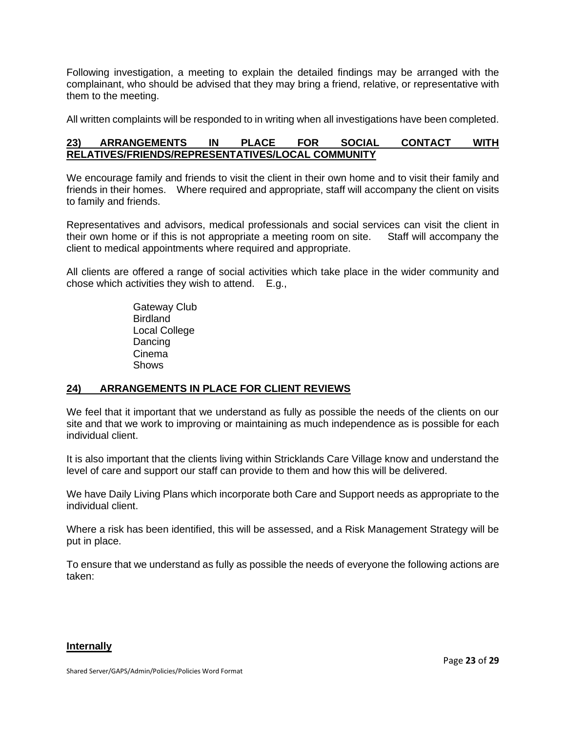Following investigation, a meeting to explain the detailed findings may be arranged with the complainant, who should be advised that they may bring a friend, relative, or representative with them to the meeting.

All written complaints will be responded to in writing when all investigations have been completed.

## 23) ARRANGEMENTS IN PLACE FOR SOCIAL CONTACT WITH RELATIVES/FRIENDS/REPRESENTATIVES/LOCAL COMMUNITY

We encourage family and friends to visit the client in their own home and to visit their family and friends in their homes. Where required and appropriate, staff will accompany the client on visits to family and friends.

Representatives and advisors, medical professionals and social services can visit the client in their own home or if this is not appropriate a meeting room on site. Staff will accompany the client to medical appointments where required and appropriate.

All clients are offered a range of social activities which take place in the wider community and chose which activities they wish to attend. E.g.,

Gateway Club
Birdland
Local College
Dancing
Cinema
Shows

## 24) ARRANGEMENTS IN PLACE FOR CLIENT REVIEWS

We feel that it important that we understand as fully as possible the needs of the clients on our site and that we work to improving or maintaining as much independence as is possible for each individual client.

It is also important that the clients living within Stricklands Care Village know and understand the level of care and support our staff can provide to them and how this will be delivered.

We have Daily Living Plans which incorporate both Care and Support needs as appropriate to the individual client.

Where a risk has been identified, this will be assessed, and a Risk Management Strategy will be put in place.

To ensure that we understand as fully as possible the needs of everyone the following actions are taken:

**Internally**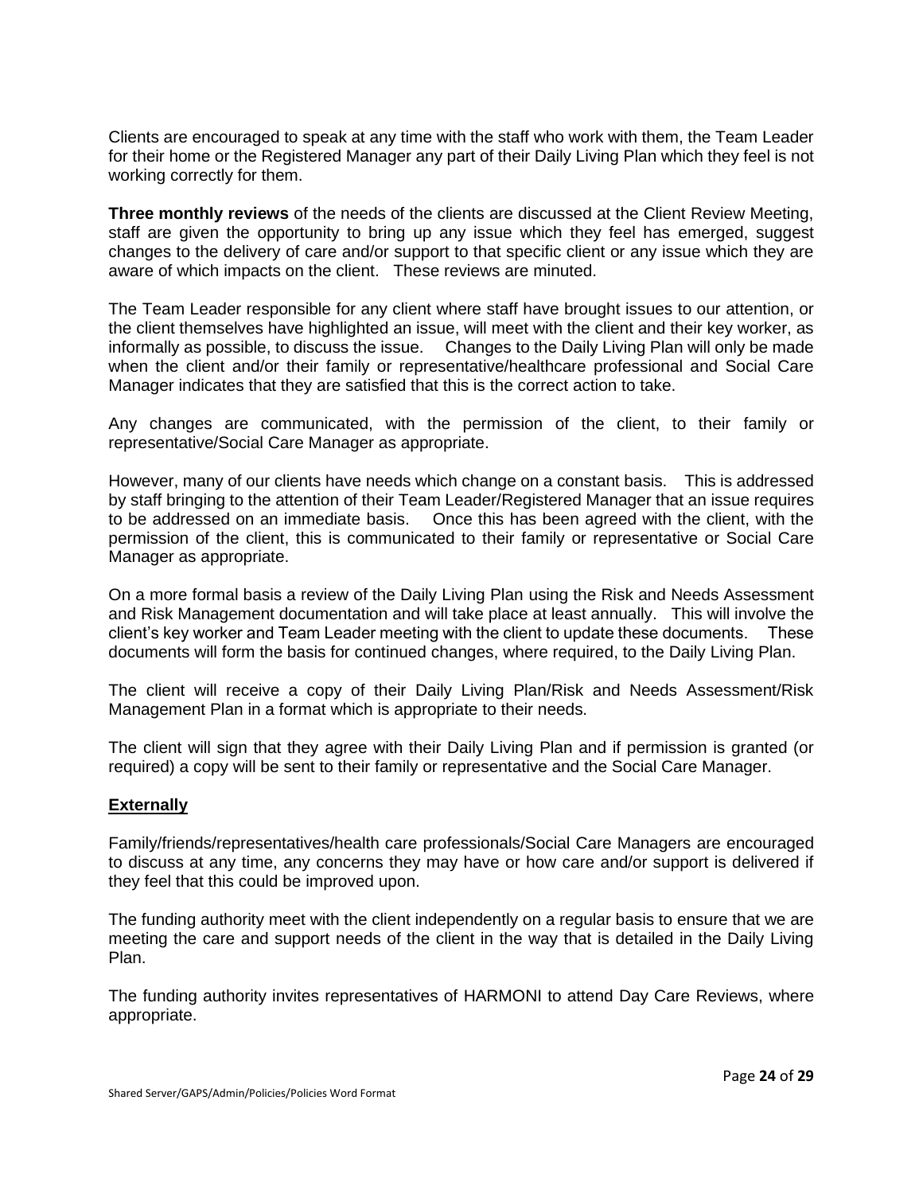Clients are encouraged to speak at any time with the staff who work with them, the Team Leader for their home or the Registered Manager any part of their Daily Living Plan which they feel is not working correctly for them.

**Three monthly reviews** of the needs of the clients are discussed at the Client Review Meeting, staff are given the opportunity to bring up any issue which they feel has emerged, suggest changes to the delivery of care and/or support to that specific client or any issue which they are aware of which impacts on the client. These reviews are minuted.

The Team Leader responsible for any client where staff have brought issues to our attention, or the client themselves have highlighted an issue, will meet with the client and their key worker, as informally as possible, to discuss the issue. Changes to the Daily Living Plan will only be made when the client and/or their family or representative/healthcare professional and Social Care Manager indicates that they are satisfied that this is the correct action to take.

Any changes are communicated, with the permission of the client, to their family or representative/Social Care Manager as appropriate.

However, many of our clients have needs which change on a constant basis. This is addressed by staff bringing to the attention of their Team Leader/Registered Manager that an issue requires to be addressed on an immediate basis. Once this has been agreed with the client, with the permission of the client, this is communicated to their family or representative or Social Care Manager as appropriate.

On a more formal basis a review of the Daily Living Plan using the Risk and Needs Assessment and Risk Management documentation and will take place at least annually. This will involve the client's key worker and Team Leader meeting with the client to update these documents. These documents will form the basis for continued changes, where required, to the Daily Living Plan.

The client will receive a copy of their Daily Living Plan/Risk and Needs Assessment/Risk Management Plan in a format which is appropriate to their needs.

The client will sign that they agree with their Daily Living Plan and if permission is granted (or required) a copy will be sent to their family or representative and the Social Care Manager.

**Externally**

Family/friends/representatives/health care professionals/Social Care Managers are encouraged to discuss at any time, any concerns they may have or how care and/or support is delivered if they feel that this could be improved upon.

The funding authority meet with the client independently on a regular basis to ensure that we are meeting the care and support needs of the client in the way that is detailed in the Daily Living Plan.

The funding authority invites representatives of HARMONI to attend Day Care Reviews, where appropriate.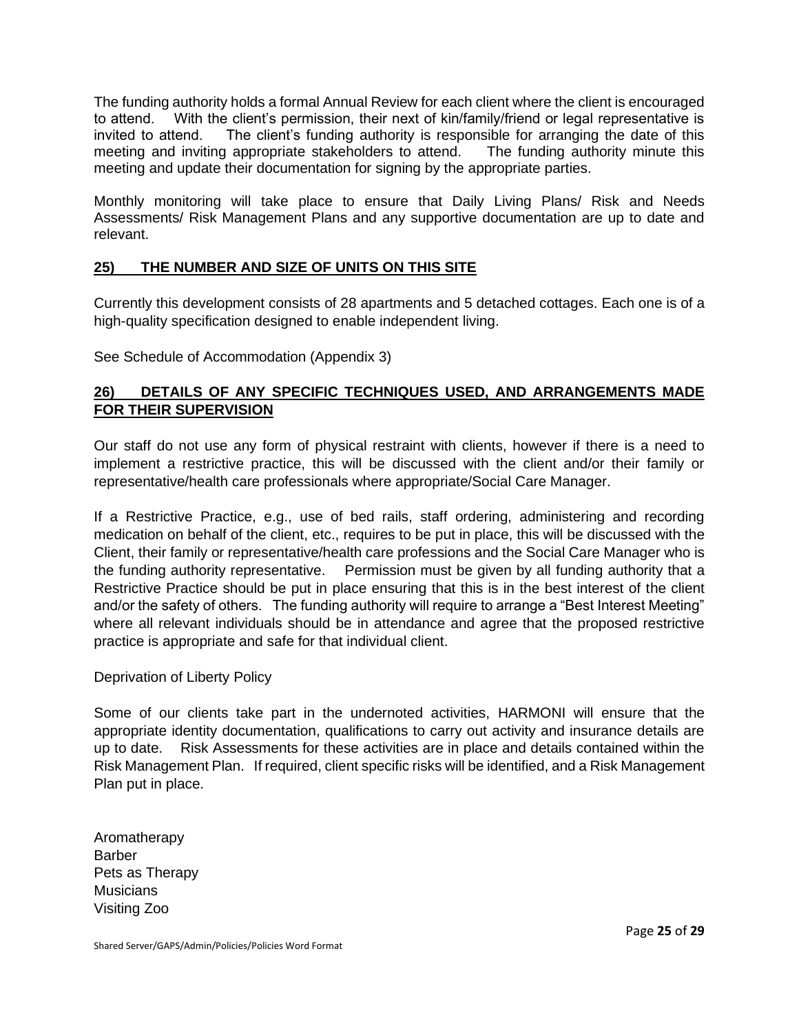The funding authority holds a formal Annual Review for each client where the client is encouraged to attend. With the client's permission, their next of kin/family/friend or legal representative is invited to attend. The client's funding authority is responsible for arranging the date of this meeting and inviting appropriate stakeholders to attend. The funding authority minute this meeting and update their documentation for signing by the appropriate parties.

Monthly monitoring will take place to ensure that Daily Living Plans/ Risk and Needs Assessments/ Risk Management Plans and any supportive documentation are up to date and relevant.

## 25) THE NUMBER AND SIZE OF UNITS ON THIS SITE

Currently this development consists of 28 apartments and 5 detached cottages. Each one is of a high-quality specification designed to enable independent living.

See Schedule of Accommodation (Appendix 3)

## 26) DETAILS OF ANY SPECIFIC TECHNIQUES USED, AND ARRANGEMENTS MADE FOR THEIR SUPERVISION

Our staff do not use any form of physical restraint with clients, however if there is a need to implement a restrictive practice, this will be discussed with the client and/or their family or representative/health care professionals where appropriate/Social Care Manager.

If a Restrictive Practice, e.g., use of bed rails, staff ordering, administering and recording medication on behalf of the client, etc., requires to be put in place, this will be discussed with the Client, their family or representative/health care professions and the Social Care Manager who is the funding authority representative. Permission must be given by all funding authority that a Restrictive Practice should be put in place ensuring that this is in the best interest of the client and/or the safety of others. The funding authority will require to arrange a "Best Interest Meeting" where all relevant individuals should be in attendance and agree that the proposed restrictive practice is appropriate and safe for that individual client.

Deprivation of Liberty Policy

Some of our clients take part in the undernoted activities, HARMONI will ensure that the appropriate identity documentation, qualifications to carry out activity and insurance details are up to date. Risk Assessments for these activities are in place and details contained within the Risk Management Plan. If required, client specific risks will be identified, and a Risk Management Plan put in place.

Aromatherapy
Barber
Pets as Therapy
Musicians
Visiting Zoo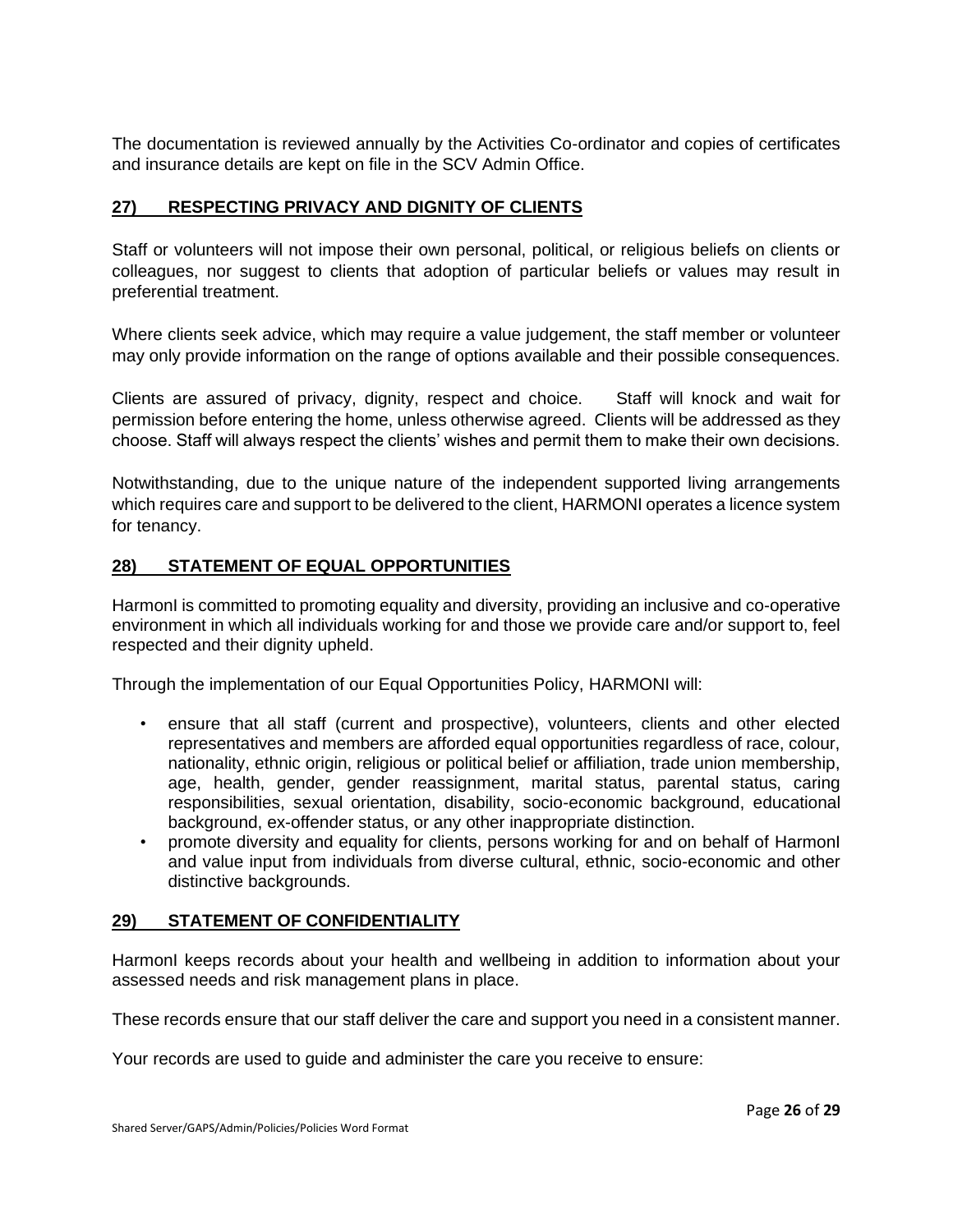The documentation is reviewed annually by the Activities Co-ordinator and copies of certificates and insurance details are kept on file in the SCV Admin Office.

## 27) RESPECTING PRIVACY AND DIGNITY OF CLIENTS

Staff or volunteers will not impose their own personal, political, or religious beliefs on clients or colleagues, nor suggest to clients that adoption of particular beliefs or values may result in preferential treatment.

Where clients seek advice, which may require a value judgement, the staff member or volunteer may only provide information on the range of options available and their possible consequences.

Clients are assured of privacy, dignity, respect and choice. Staff will knock and wait for permission before entering the home, unless otherwise agreed. Clients will be addressed as they choose. Staff will always respect the clients' wishes and permit them to make their own decisions.

Notwithstanding, due to the unique nature of the independent supported living arrangements which requires care and support to be delivered to the client, HARMONI operates a licence system for tenancy.

## 28) STATEMENT OF EQUAL OPPORTUNITIES

HarmonI is committed to promoting equality and diversity, providing an inclusive and co-operative environment in which all individuals working for and those we provide care and/or support to, feel respected and their dignity upheld.

Through the implementation of our Equal Opportunities Policy, HARMONI will:

- ensure that all staff (current and prospective), volunteers, clients and other elected representatives and members are afforded equal opportunities regardless of race, colour, nationality, ethnic origin, religious or political belief or affiliation, trade union membership, age, health, gender, gender reassignment, marital status, parental status, caring responsibilities, sexual orientation, disability, socio-economic background, educational background, ex-offender status, or any other inappropriate distinction.
- promote diversity and equality for clients, persons working for and on behalf of HarmonI and value input from individuals from diverse cultural, ethnic, socio-economic and other distinctive backgrounds.

## 29) STATEMENT OF CONFIDENTIALITY

HarmonI keeps records about your health and wellbeing in addition to information about your assessed needs and risk management plans in place.

These records ensure that our staff deliver the care and support you need in a consistent manner.

Your records are used to guide and administer the care you receive to ensure: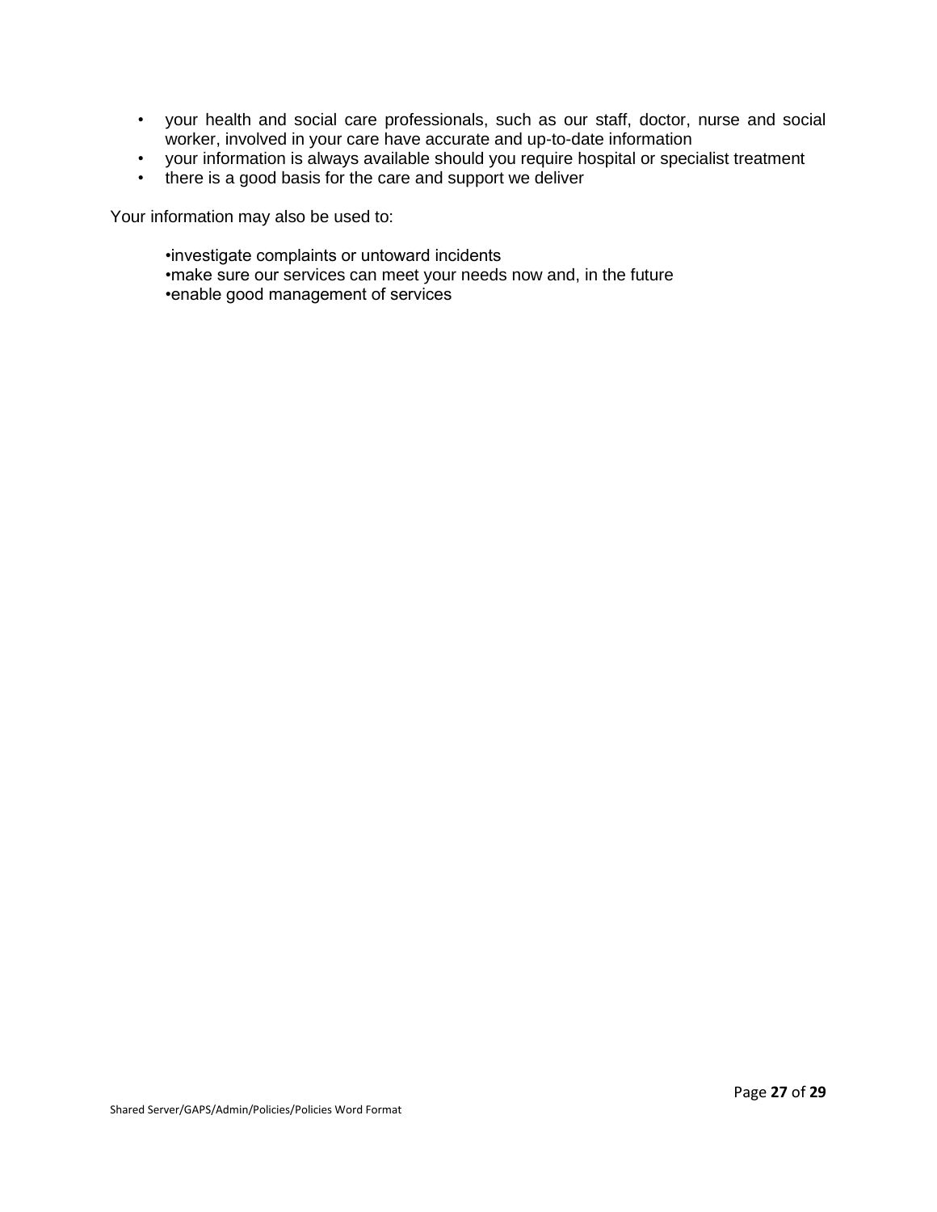- your health and social care professionals, such as our staff, doctor, nurse and social worker, involved in your care have accurate and up-to-date information
- your information is always available should you require hospital or specialist treatment
- there is a good basis for the care and support we deliver

Your information may also be used to:

- investigate complaints or untoward incidents
- make sure our services can meet your needs now and, in the future
- enable good management of services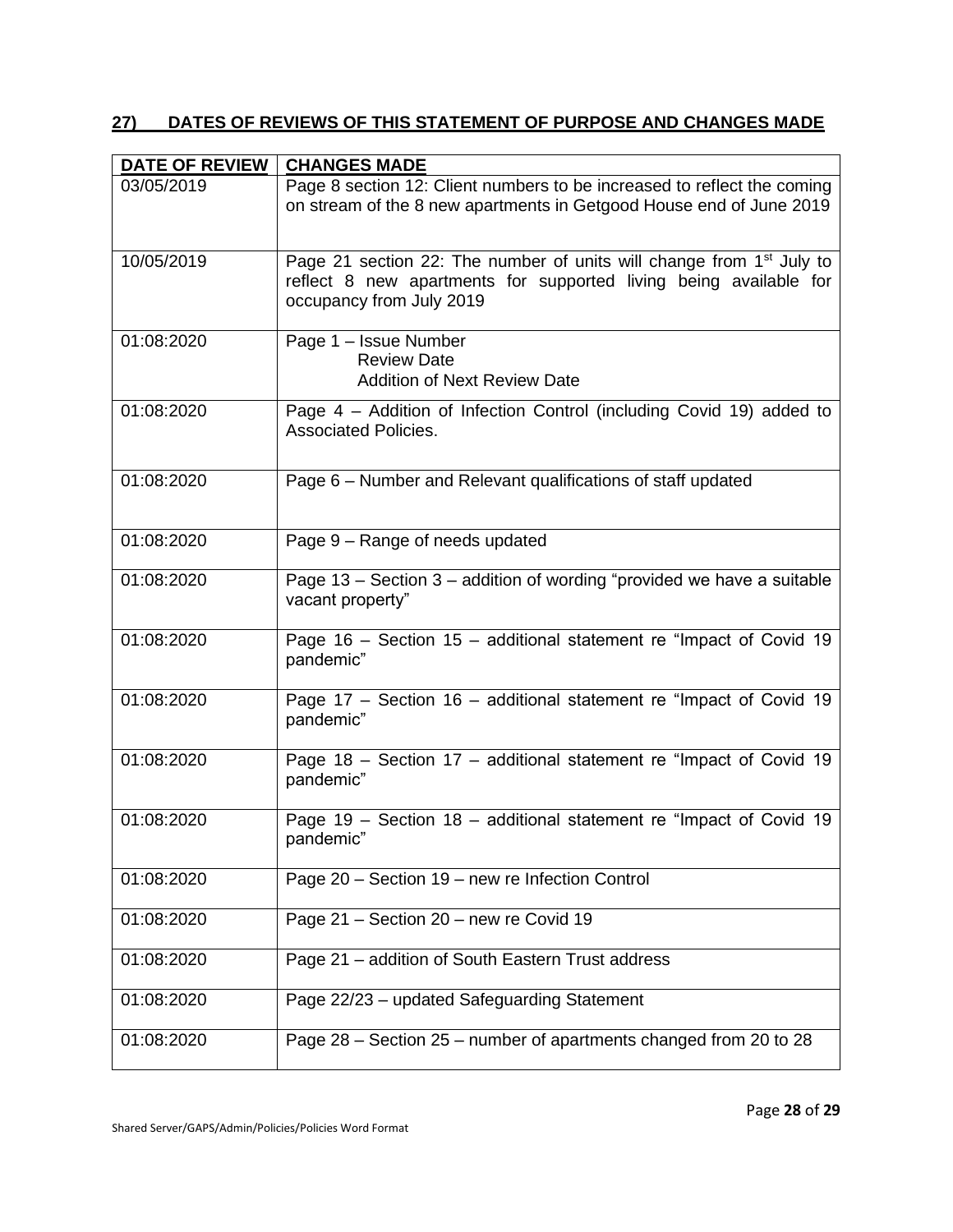## 27) DATES OF REVIEWS OF THIS STATEMENT OF PURPOSE AND CHANGES MADE

| DATE OF REVIEW | CHANGES MADE |
| --- | --- |
| 03/05/2019 | Page 8 section 12: Client numbers to be increased to reflect the coming on stream of the 8 new apartments in Getgood House end of June 2019 |
| 10/05/2019 | Page 21 section 22: The number of units will change from 1st July to reflect 8 new apartments for supported living being available for occupancy from July 2019 |
| 01:08:2020 | Page 1 – Issue Number<br>Review Date<br>Addition of Next Review Date |
| 01:08:2020 | Page 4 – Addition of Infection Control (including Covid 19) added to Associated Policies. |
| 01:08:2020 | Page 6 – Number and Relevant qualifications of staff updated |
| 01:08:2020 | Page 9 – Range of needs updated |
| 01:08:2020 | Page 13 – Section 3 – addition of wording "provided we have a suitable vacant property" |
| 01:08:2020 | Page 16 – Section 15 – additional statement re "Impact of Covid 19 pandemic" |
| 01:08:2020 | Page 17 – Section 16 – additional statement re "Impact of Covid 19 pandemic" |
| 01:08:2020 | Page 18 – Section 17 – additional statement re "Impact of Covid 19 pandemic" |
| 01:08:2020 | Page 19 – Section 18 – additional statement re "Impact of Covid 19 pandemic" |
| 01:08:2020 | Page 20 – Section 19 – new re Infection Control |
| 01:08:2020 | Page 21 – Section 20 – new re Covid 19 |
| 01:08:2020 | Page 21 – addition of South Eastern Trust address |
| 01:08:2020 | Page 22/23 – updated Safeguarding Statement |
| 01:08:2020 | Page 28 – Section 25 – number of apartments changed from 20 to 28 |

Shared Server/GAPS/Admin/Policies/Policies Word Format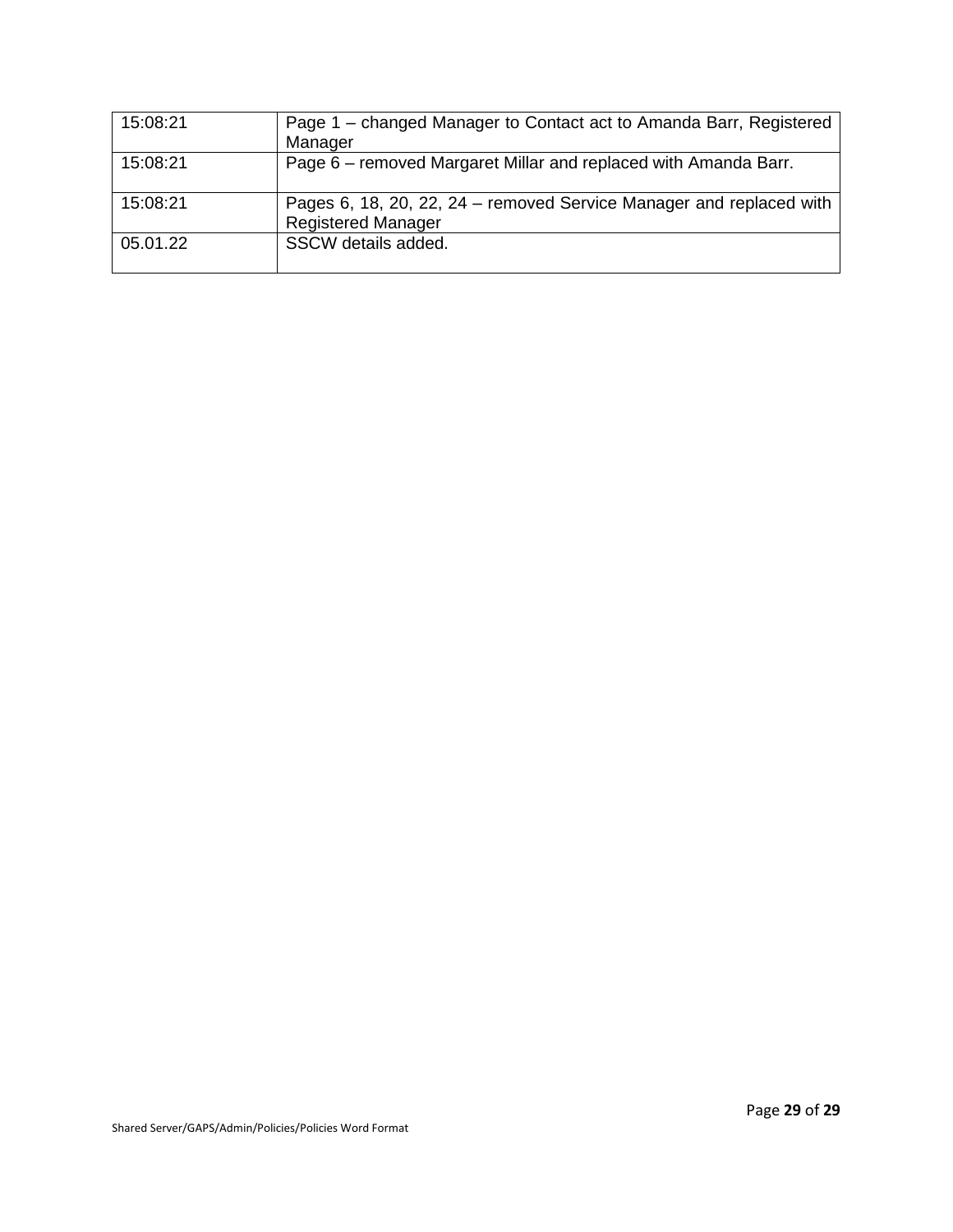| | |
|---|---|
| 15:08:21 | Page 1 – changed Manager to Contact act to Amanda Barr, Registered Manager |
| 15:08:21 | Page 6 – removed Margaret Millar and replaced with Amanda Barr. |
| 15:08:21 | Pages 6, 18, 20, 22, 24 – removed Service Manager and replaced with Registered Manager |
| 05.01.22 | SSCW details added. |

Shared Server/GAPS/Admin/Policies/Policies Word Format